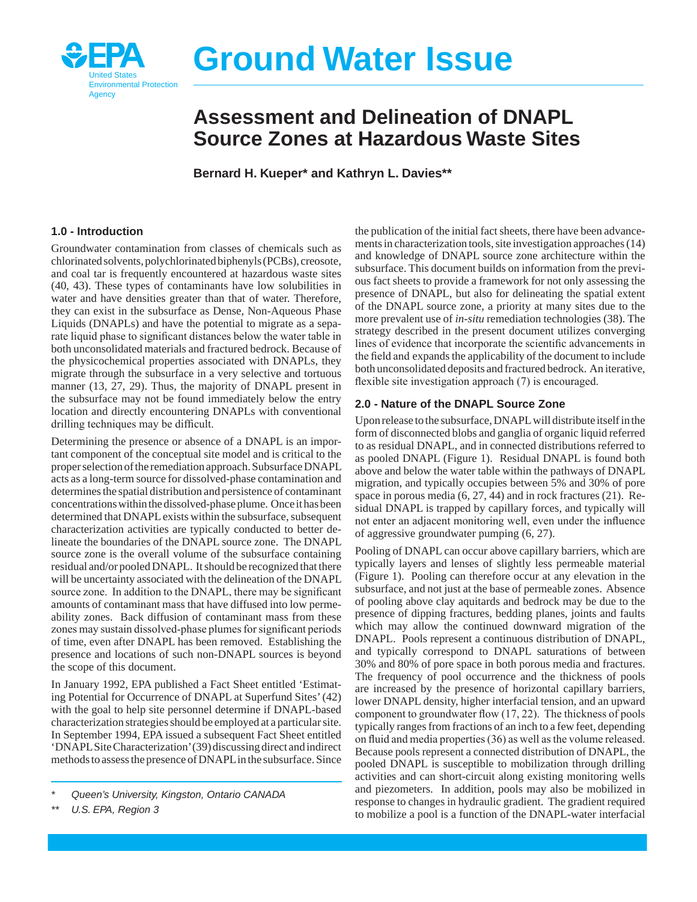United States Environmental Protection Agency

# Ground Water Issue

## Assessment and Delineation of DNAPL Source Zones at Hazardous Waste Sites

**Bernard H. Kueper* and Kathryn L. Davies****

### 1.0 - Introduction

Groundwater contamination from classes of chemicals such as chlorinated solvents, polychlorinated biphenyls (PCBs), creosote, and coal tar is frequently encountered at hazardous waste sites (40, 43). These types of contaminants have low solubilities in water and have densities greater than that of water. Therefore, they can exist in the subsurface as Dense, Non-Aqueous Phase Liquids (DNAPLs) and have the potential to migrate as a separate liquid phase to significant distances below the water table in both unconsolidated materials and fractured bedrock. Because of the physicochemical properties associated with DNAPLs, they migrate through the subsurface in a very selective and tortuous manner (13, 27, 29). Thus, the majority of DNAPL present in the subsurface may not be found immediately below the entry location and directly encountering DNAPLs with conventional drilling techniques may be difficult.

Determining the presence or absence of a DNAPL is an important component of the conceptual site model and is critical to the proper selection of the remediation approach. Subsurface DNAPL acts as a long-term source for dissolved-phase contamination and determines the spatial distribution and persistence of contaminant concentrations within the dissolved-phase plume. Once it has been determined that DNAPL exists within the subsurface, subsequent characterization activities are typically conducted to better delineate the boundaries of the DNAPL source zone. The DNAPL source zone is the overall volume of the subsurface containing residual and/or pooled DNAPL. It should be recognized that there will be uncertainty associated with the delineation of the DNAPL source zone. In addition to the DNAPL, there may be significant amounts of contaminant mass that have diffused into low permeability zones. Back diffusion of contaminant mass from these zones may sustain dissolved-phase plumes for significant periods of time, even after DNAPL has been removed. Establishing the presence and locations of such non-DNAPL sources is beyond the scope of this document.

In January 1992, EPA published a Fact Sheet entitled 'Estimating Potential for Occurrence of DNAPL at Superfund Sites' (42) with the goal to help site personnel determine if DNAPL-based characterization strategies should be employed at a particular site. In September 1994, EPA issued a subsequent Fact Sheet entitled 'DNAPL Site Characterization' (39) discussing direct and indirect methods to assess the presence of DNAPL in the subsurface. Since the publication of the initial fact sheets, there have been advancements in characterization tools, site investigation approaches (14) and knowledge of DNAPL source zone architecture within the subsurface. This document builds on information from the previous fact sheets to provide a framework for not only assessing the presence of DNAPL, but also for delineating the spatial extent of the DNAPL source zone, a priority at many sites due to the more prevalent use of *in-situ* remediation technologies (38). The strategy described in the present document utilizes converging lines of evidence that incorporate the scientific advancements in the field and expands the applicability of the document to include both unconsolidated deposits and fractured bedrock. An iterative, flexible site investigation approach (7) is encouraged.

### 2.0 - Nature of the DNAPL Source Zone

Upon release to the subsurface, DNAPL will distribute itself in the form of disconnected blobs and ganglia of organic liquid referred to as residual DNAPL, and in connected distributions referred to as pooled DNAPL (Figure 1). Residual DNAPL is found both above and below the water table within the pathways of DNAPL migration, and typically occupies between 5% and 30% of pore space in porous media (6, 27, 44) and in rock fractures (21). Residual DNAPL is trapped by capillary forces, and typically will not enter an adjacent monitoring well, even under the influence of aggressive groundwater pumping (6, 27).

Pooling of DNAPL can occur above capillary barriers, which are typically layers and lenses of slightly less permeable material (Figure 1). Pooling can therefore occur at any elevation in the subsurface, and not just at the base of permeable zones. Absence of pooling above clay aquitards and bedrock may be due to the presence of dipping fractures, bedding planes, joints and faults which may allow the continued downward migration of the DNAPL. Pools represent a continuous distribution of DNAPL, and typically correspond to DNAPL saturations of between 30% and 80% of pore space in both porous media and fractures. The frequency of pool occurrence and the thickness of pools are increased by the presence of horizontal capillary barriers, lower DNAPL density, higher interfacial tension, and an upward component to groundwater flow (17, 22). The thickness of pools typically ranges from fractions of an inch to a few feet, depending on fluid and media properties (36) as well as the volume released. Because pools represent a connected distribution of DNAPL, the pooled DNAPL is susceptible to mobilization through drilling activities and can short-circuit along existing monitoring wells and piezometers. In addition, pools may also be mobilized in response to changes in hydraulic gradient. The gradient required to mobilize a pool is a function of the DNAPL-water interfacial

\* Queen's University, Kingston, Ontario CANADA

\** U.S. EPA, Region 3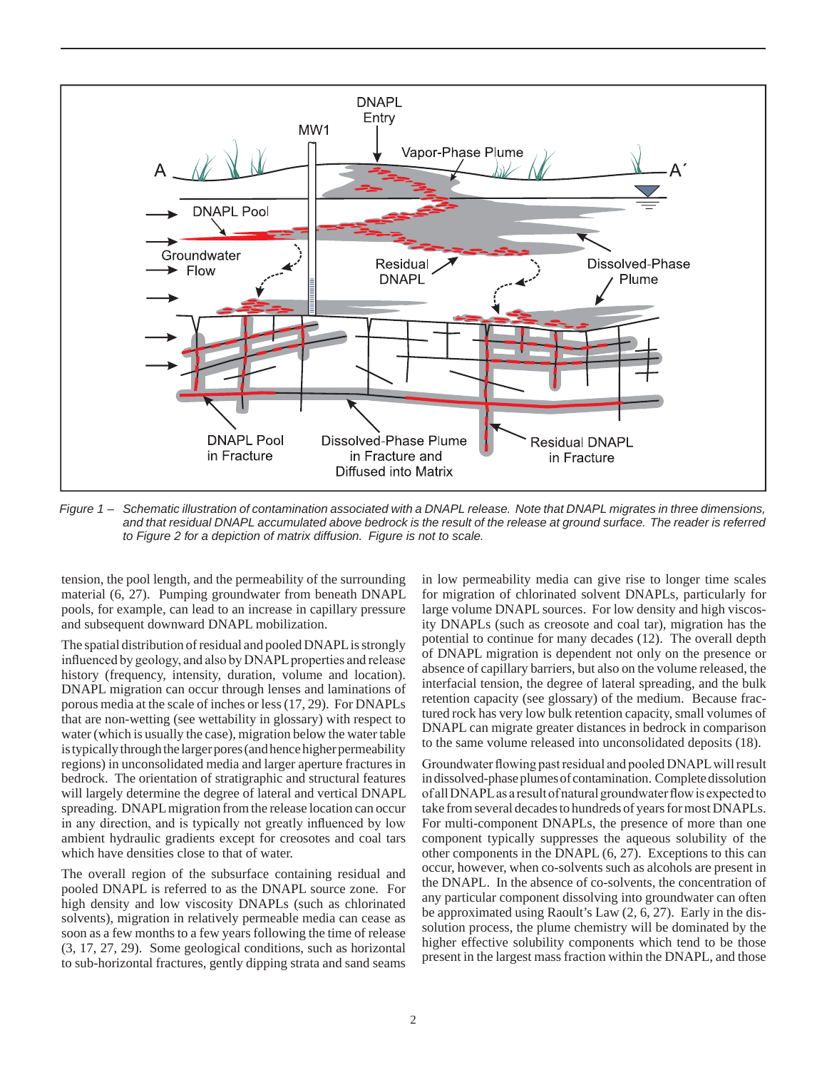DNAPL Entry

MW1

Vapor-Phase Plume

A

A′

DNAPL Pool

Groundwater Flow

Residual DNAPL

Dissolved-Phase Plume

DNAPL Pool in Fracture

Dissolved-Phase Plume in Fracture and Diffused into Matrix

Residual DNAPL in Fracture

*Figure 1 – Schematic illustration of contamination associated with a DNAPL release. Note that DNAPL migrates in three dimensions, and that residual DNAPL accumulated above bedrock is the result of the release at ground surface. The reader is referred to Figure 2 for a depiction of matrix diffusion. Figure is not to scale.*

tension, the pool length, and the permeability of the surrounding material (6, 27). Pumping groundwater from beneath DNAPL pools, for example, can lead to an increase in capillary pressure and subsequent downward DNAPL mobilization.

The spatial distribution of residual and pooled DNAPL is strongly influenced by geology, and also by DNAPL properties and release history (frequency, intensity, duration, volume and location). DNAPL migration can occur through lenses and laminations of porous media at the scale of inches or less (17, 29). For DNAPLs that are non-wetting (see wettability in glossary) with respect to water (which is usually the case), migration below the water table is typically through the larger pores (and hence higher permeability regions) in unconsolidated media and larger aperture fractures in bedrock. The orientation of stratigraphic and structural features will largely determine the degree of lateral and vertical DNAPL spreading. DNAPL migration from the release location can occur in any direction, and is typically not greatly influenced by low ambient hydraulic gradients except for creosotes and coal tars which have densities close to that of water.

The overall region of the subsurface containing residual and pooled DNAPL is referred to as the DNAPL source zone. For high density and low viscosity DNAPLs (such as chlorinated solvents), migration in relatively permeable media can cease as soon as a few months to a few years following the time of release (3, 17, 27, 29). Some geological conditions, such as horizontal to sub-horizontal fractures, gently dipping strata and sand seams in low permeability media can give rise to longer time scales for migration of chlorinated solvent DNAPLs, particularly for large volume DNAPL sources. For low density and high viscosity DNAPLs (such as creosote and coal tar), migration has the potential to continue for many decades (12). The overall depth of DNAPL migration is dependent not only on the presence or absence of capillary barriers, but also on the volume released, the interfacial tension, the degree of lateral spreading, and the bulk retention capacity (see glossary) of the medium. Because fractured rock has very low bulk retention capacity, small volumes of DNAPL can migrate greater distances in bedrock in comparison to the same volume released into unconsolidated deposits (18).

Groundwater flowing past residual and pooled DNAPL will result in dissolved-phase plumes of contamination. Complete dissolution of all DNAPL as a result of natural groundwater flow is expected to take from several decades to hundreds of years for most DNAPLs. For multi-component DNAPLs, the presence of more than one component typically suppresses the aqueous solubility of the other components in the DNAPL (6, 27). Exceptions to this can occur, however, when co-solvents such as alcohols are present in the DNAPL. In the absence of co-solvents, the concentration of any particular component dissolving into groundwater can often be approximated using Raoult's Law (2, 6, 27). Early in the dissolution process, the plume chemistry will be dominated by the higher effective solubility components which tend to be those present in the largest mass fraction within the DNAPL, and those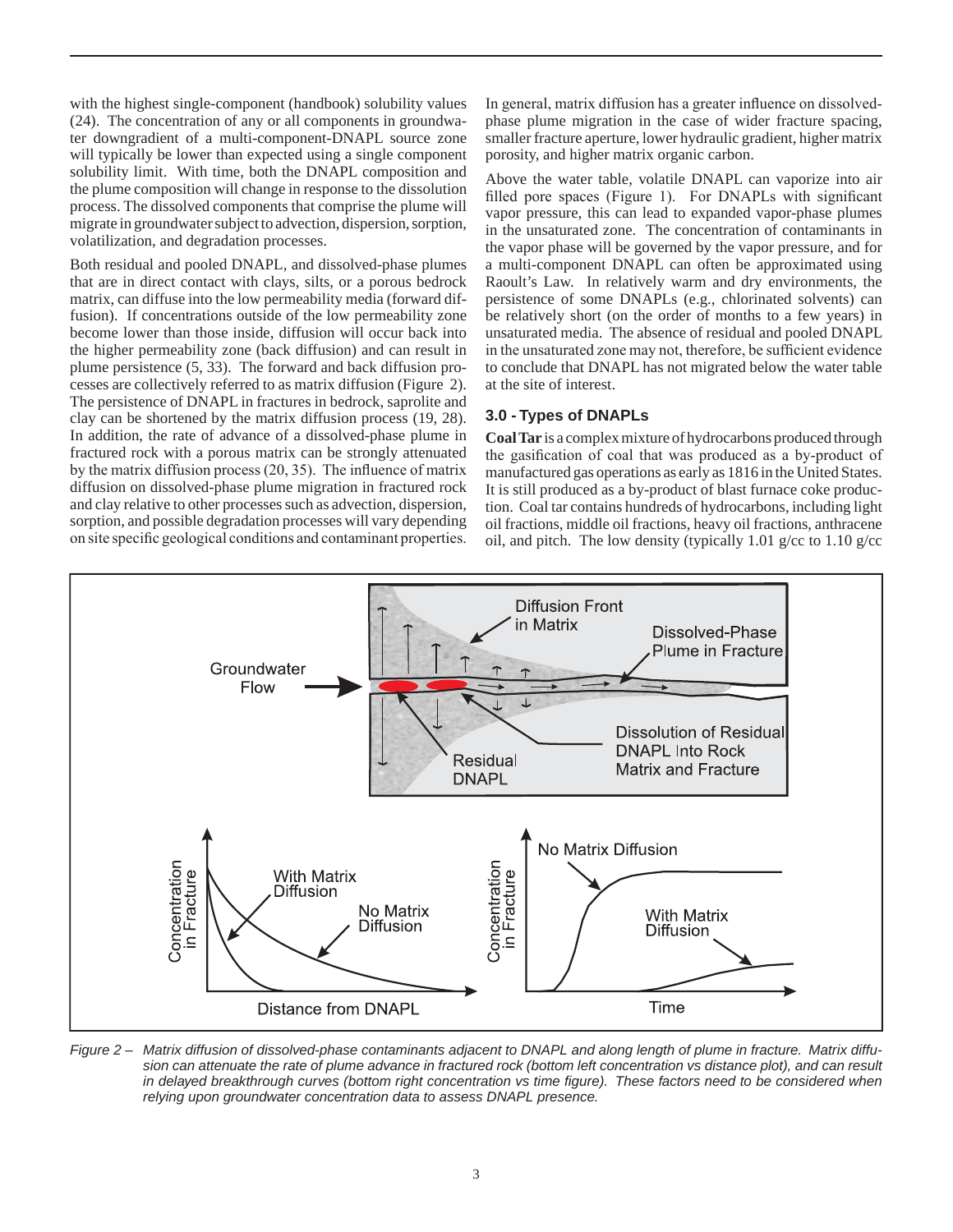with the highest single-component (handbook) solubility values (24). The concentration of any or all components in groundwater downgradient of a multi-component-DNAPL source zone will typically be lower than expected using a single component solubility limit. With time, both the DNAPL composition and the plume composition will change in response to the dissolution process. The dissolved components that comprise the plume will migrate in groundwater subject to advection, dispersion, sorption, volatilization, and degradation processes.

Both residual and pooled DNAPL, and dissolved-phase plumes that are in direct contact with clays, silts, or a porous bedrock matrix, can diffuse into the low permeability media (forward diffusion). If concentrations outside of the low permeability zone become lower than those inside, diffusion will occur back into the higher permeability zone (back diffusion) and can result in plume persistence (5, 33). The forward and back diffusion processes are collectively referred to as matrix diffusion (Figure 2). The persistence of DNAPL in fractures in bedrock, saprolite and clay can be shortened by the matrix diffusion process (19, 28). In addition, the rate of advance of a dissolved-phase plume in fractured rock with a porous matrix can be strongly attenuated by the matrix diffusion process (20, 35). The influence of matrix diffusion on dissolved-phase plume migration in fractured rock and clay relative to other processes such as advection, dispersion, sorption, and possible degradation processes will vary depending on site specific geological conditions and contaminant properties.

In general, matrix diffusion has a greater influence on dissolved-phase plume migration in the case of wider fracture spacing, smaller fracture aperture, lower hydraulic gradient, higher matrix porosity, and higher matrix organic carbon.

Above the water table, volatile DNAPL can vaporize into air filled pore spaces (Figure 1). For DNAPLs with significant vapor pressure, this can lead to expanded vapor-phase plumes in the unsaturated zone. The concentration of contaminants in the vapor phase will be governed by the vapor pressure, and for a multi-component DNAPL can often be approximated using Raoult's Law. In relatively warm and dry environments, the persistence of some DNAPLs (e.g., chlorinated solvents) can be relatively short (on the order of months to a few years) in unsaturated media. The absence of residual and pooled DNAPL in the unsaturated zone may not, therefore, be sufficient evidence to conclude that DNAPL has not migrated below the water table at the site of interest.

### 3.0 - Types of DNAPLs

**Coal Tar** is a complex mixture of hydrocarbons produced through the gasification of coal that was produced as a by-product of manufactured gas operations as early as 1816 in the United States. It is still produced as a by-product of blast furnace coke production. Coal tar contains hundreds of hydrocarbons, including light oil fractions, middle oil fractions, heavy oil fractions, anthracene oil, and pitch. The low density (typically 1.01 g/cc to 1.10 g/cc

*Figure 2 – Matrix diffusion of dissolved-phase contaminants adjacent to DNAPL and along length of plume in fracture. Matrix diffusion can attenuate the rate of plume advance in fractured rock (bottom left concentration vs distance plot), and can result in delayed breakthrough curves (bottom right concentration vs time figure). These factors need to be considered when relying upon groundwater concentration data to assess DNAPL presence.*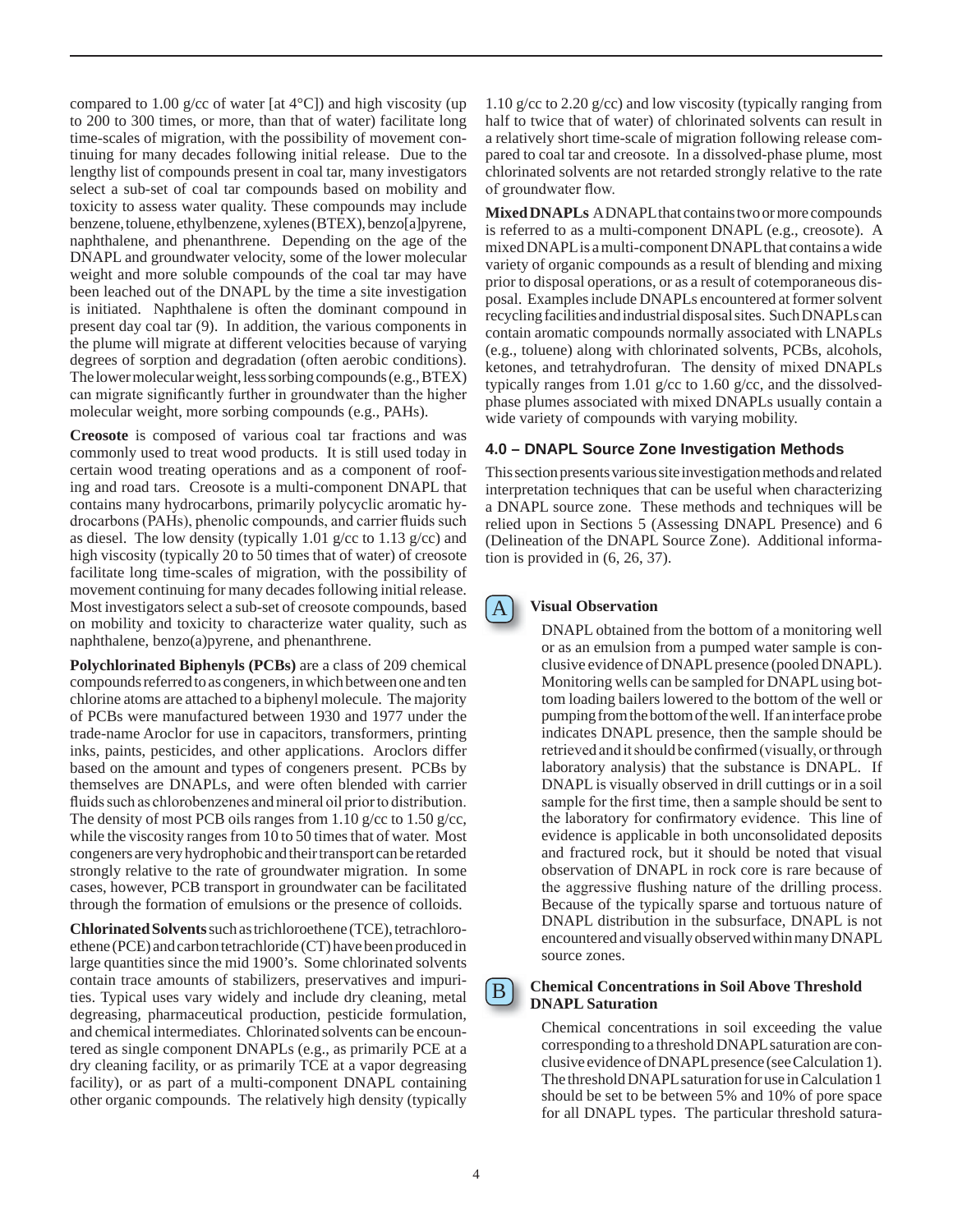compared to 1.00 g/cc of water [at 4°C]) and high viscosity (up to 200 to 300 times, or more, than that of water) facilitate long time-scales of migration, with the possibility of movement continuing for many decades following initial release. Due to the lengthy list of compounds present in coal tar, many investigators select a sub-set of coal tar compounds based on mobility and toxicity to assess water quality. These compounds may include benzene, toluene, ethylbenzene, xylenes (BTEX), benzo[a]pyrene, naphthalene, and phenanthrene. Depending on the age of the DNAPL and groundwater velocity, some of the lower molecular weight and more soluble compounds of the coal tar may have been leached out of the DNAPL by the time a site investigation is initiated. Naphthalene is often the dominant compound in present day coal tar (9). In addition, the various components in the plume will migrate at different velocities because of varying degrees of sorption and degradation (often aerobic conditions). The lower molecular weight, less sorbing compounds (e.g., BTEX) can migrate significantly further in groundwater than the higher molecular weight, more sorbing compounds (e.g., PAHs).

**Creosote** is composed of various coal tar fractions and was commonly used to treat wood products. It is still used today in certain wood treating operations and as a component of roofing and road tars. Creosote is a multi-component DNAPL that contains many hydrocarbons, primarily polycyclic aromatic hydrocarbons (PAHs), phenolic compounds, and carrier fluids such as diesel. The low density (typically 1.01 g/cc to 1.13 g/cc) and high viscosity (typically 20 to 50 times that of water) of creosote facilitate long time-scales of migration, with the possibility of movement continuing for many decades following initial release. Most investigators select a sub-set of creosote compounds, based on mobility and toxicity to characterize water quality, such as naphthalene, benzo(a)pyrene, and phenanthrene.

**Polychlorinated Biphenyls (PCBs)** are a class of 209 chemical compounds referred to as congeners, in which between one and ten chlorine atoms are attached to a biphenyl molecule. The majority of PCBs were manufactured between 1930 and 1977 under the trade-name Aroclor for use in capacitors, transformers, printing inks, paints, pesticides, and other applications. Aroclors differ based on the amount and types of congeners present. PCBs by themselves are DNAPLs, and were often blended with carrier fluids such as chlorobenzenes and mineral oil prior to distribution. The density of most PCB oils ranges from 1.10 g/cc to 1.50 g/cc, while the viscosity ranges from 10 to 50 times that of water. Most congeners are very hydrophobic and their transport can be retarded strongly relative to the rate of groundwater migration. In some cases, however, PCB transport in groundwater can be facilitated through the formation of emulsions or the presence of colloids.

**Chlorinated Solvents** such as trichloroethene (TCE), tetrachloroethene (PCE) and carbon tetrachloride (CT) have been produced in large quantities since the mid 1900's. Some chlorinated solvents contain trace amounts of stabilizers, preservatives and impurities. Typical uses vary widely and include dry cleaning, metal degreasing, pharmaceutical production, pesticide formulation, and chemical intermediates. Chlorinated solvents can be encountered as single component DNAPLs (e.g., as primarily PCE at a dry cleaning facility, or as primarily TCE at a vapor degreasing facility), or as part of a multi-component DNAPL containing other organic compounds. The relatively high density (typically 1.10 g/cc to 2.20 g/cc) and low viscosity (typically ranging from half to twice that of water) of chlorinated solvents can result in a relatively short time-scale of migration following release compared to coal tar and creosote. In a dissolved-phase plume, most chlorinated solvents are not retarded strongly relative to the rate of groundwater flow.

**Mixed DNAPLs** A DNAPL that contains two or more compounds is referred to as a multi-component DNAPL (e.g., creosote). A mixed DNAPL is a multi-component DNAPL that contains a wide variety of organic compounds as a result of blending and mixing prior to disposal operations, or as a result of cotemporaneous disposal. Examples include DNAPLs encountered at former solvent recycling facilities and industrial disposal sites. Such DNAPLs can contain aromatic compounds normally associated with LNAPLs (e.g., toluene) along with chlorinated solvents, PCBs, alcohols, ketones, and tetrahydrofuran. The density of mixed DNAPLs typically ranges from 1.01 g/cc to 1.60 g/cc, and the dissolved-phase plumes associated with mixed DNAPLs usually contain a wide variety of compounds with varying mobility.

## 4.0 – DNAPL Source Zone Investigation Methods

This section presents various site investigation methods and related interpretation techniques that can be useful when characterizing a DNAPL source zone. These methods and techniques will be relied upon in Sections 5 (Assessing DNAPL Presence) and 6 (Delineation of the DNAPL Source Zone). Additional information is provided in (6, 26, 37).

### A Visual Observation

DNAPL obtained from the bottom of a monitoring well or as an emulsion from a pumped water sample is conclusive evidence of DNAPL presence (pooled DNAPL). Monitoring wells can be sampled for DNAPL using bottom loading bailers lowered to the bottom of the well or pumping from the bottom of the well. If an interface probe indicates DNAPL presence, then the sample should be retrieved and it should be confirmed (visually, or through laboratory analysis) that the substance is DNAPL. If DNAPL is visually observed in drill cuttings or in a soil sample for the first time, then a sample should be sent to the laboratory for confirmatory evidence. This line of evidence is applicable in both unconsolidated deposits and fractured rock, but it should be noted that visual observation of DNAPL in rock core is rare because of the aggressive flushing nature of the drilling process. Because of the typically sparse and tortuous nature of DNAPL distribution in the subsurface, DNAPL is not encountered and visually observed within many DNAPL source zones.

### B Chemical Concentrations in Soil Above Threshold DNAPL Saturation

Chemical concentrations in soil exceeding the value corresponding to a threshold DNAPL saturation are conclusive evidence of DNAPL presence (see Calculation 1). The threshold DNAPL saturation for use in Calculation 1 should be set to be between 5% and 10% of pore space for all DNAPL types. The particular threshold satura-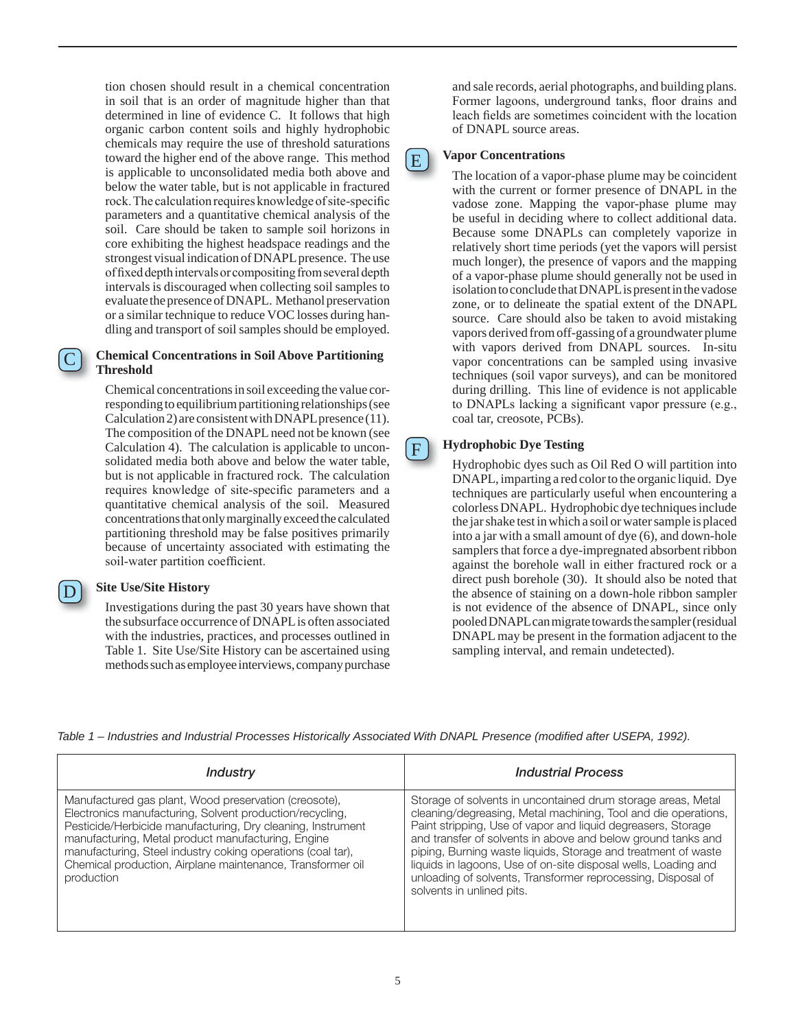tion chosen should result in a chemical concentration in soil that is an order of magnitude higher than that determined in line of evidence C. It follows that high organic carbon content soils and highly hydrophobic chemicals may require the use of threshold saturations toward the higher end of the above range. This method is applicable to unconsolidated media both above and below the water table, but is not applicable in fractured rock. The calculation requires knowledge of site-specific parameters and a quantitative chemical analysis of the soil. Care should be taken to sample soil horizons in core exhibiting the highest headspace readings and the strongest visual indication of DNAPL presence. The use of fixed depth intervals or compositing from several depth intervals is discouraged when collecting soil samples to evaluate the presence of DNAPL. Methanol preservation or a similar technique to reduce VOC losses during handling and transport of soil samples should be employed.

### C Chemical Concentrations in Soil Above Partitioning Threshold

Chemical concentrations in soil exceeding the value corresponding to equilibrium partitioning relationships (see Calculation 2) are consistent with DNAPL presence (11). The composition of the DNAPL need not be known (see Calculation 4). The calculation is applicable to unconsolidated media both above and below the water table, but is not applicable in fractured rock. The calculation requires knowledge of site-specific parameters and a quantitative chemical analysis of the soil. Measured concentrations that only marginally exceed the calculated partitioning threshold may be false positives primarily because of uncertainty associated with estimating the soil-water partition coefficient.

### D Site Use/Site History

Investigations during the past 30 years have shown that the subsurface occurrence of DNAPL is often associated with the industries, practices, and processes outlined in Table 1. Site Use/Site History can be ascertained using methods such as employee interviews, company purchase and sale records, aerial photographs, and building plans. Former lagoons, underground tanks, floor drains and leach fields are sometimes coincident with the location of DNAPL source areas.

### E Vapor Concentrations

The location of a vapor-phase plume may be coincident with the current or former presence of DNAPL in the vadose zone. Mapping the vapor-phase plume may be useful in deciding where to collect additional data. Because some DNAPLs can completely vaporize in relatively short time periods (yet the vapors will persist much longer), the presence of vapors and the mapping of a vapor-phase plume should generally not be used in isolation to conclude that DNAPL is present in the vadose zone, or to delineate the spatial extent of the DNAPL source. Care should also be taken to avoid mistaking vapors derived from off-gassing of a groundwater plume with vapors derived from DNAPL sources. In-situ vapor concentrations can be sampled using invasive techniques (soil vapor surveys), and can be monitored during drilling. This line of evidence is not applicable to DNAPLs lacking a significant vapor pressure (e.g., coal tar, creosote, PCBs).

### F Hydrophobic Dye Testing

Hydrophobic dyes such as Oil Red O will partition into DNAPL, imparting a red color to the organic liquid. Dye techniques are particularly useful when encountering a colorless DNAPL. Hydrophobic dye techniques include the jar shake test in which a soil or water sample is placed into a jar with a small amount of dye (6), and down-hole samplers that force a dye-impregnated absorbent ribbon against the borehole wall in either fractured rock or a direct push borehole (30). It should also be noted that the absence of staining on a down-hole ribbon sampler is not evidence of the absence of DNAPL, since only pooled DNAPL can migrate towards the sampler (residual DNAPL may be present in the formation adjacent to the sampling interval, and remain undetected).

*Table 1 – Industries and Industrial Processes Historically Associated With DNAPL Presence (modified after USEPA, 1992).*

| *Industry* | *Industrial Process* |
|---|---|
| Manufactured gas plant, Wood preservation (creosote), Electronics manufacturing, Solvent production/recycling, Pesticide/Herbicide manufacturing, Dry cleaning, Instrument manufacturing, Metal product manufacturing, Engine manufacturing, Steel industry coking operations (coal tar), Chemical production, Airplane maintenance, Transformer oil production | Storage of solvents in uncontained drum storage areas, Metal cleaning/degreasing, Metal machining, Tool and die operations, Paint stripping, Use of vapor and liquid degreasers, Storage and transfer of solvents in above and below ground tanks and piping, Burning waste liquids, Storage and treatment of waste liquids in lagoons, Use of on-site disposal wells, Loading and unloading of solvents, Transformer reprocessing, Disposal of solvents in unlined pits. |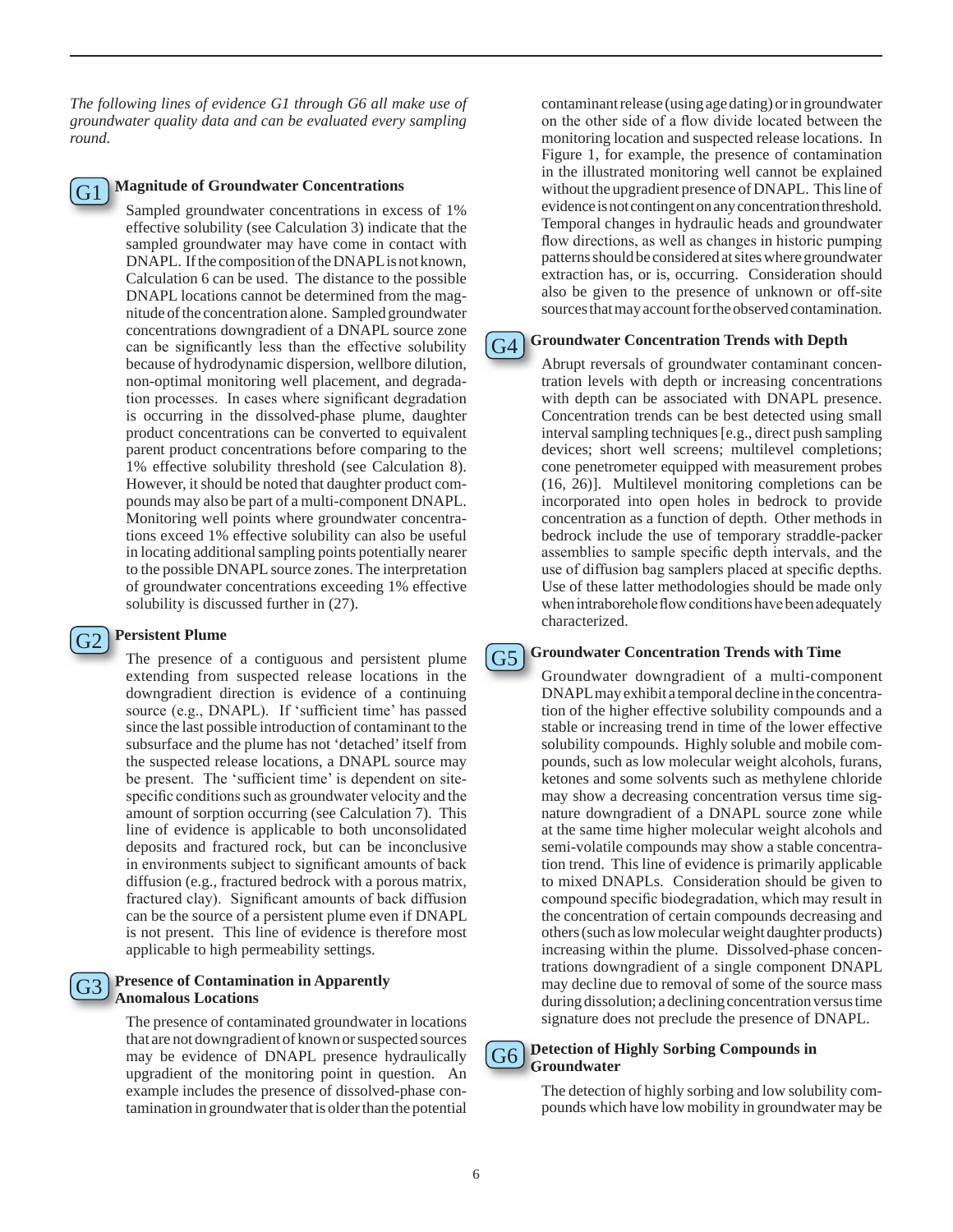*The following lines of evidence G1 through G6 all make use of groundwater quality data and can be evaluated every sampling round.*

### G1 Magnitude of Groundwater Concentrations

Sampled groundwater concentrations in excess of 1% effective solubility (see Calculation 3) indicate that the sampled groundwater may have come in contact with DNAPL. If the composition of the DNAPL is not known, Calculation 6 can be used. The distance to the possible DNAPL locations cannot be determined from the magnitude of the concentration alone. Sampled groundwater concentrations downgradient of a DNAPL source zone can be significantly less than the effective solubility because of hydrodynamic dispersion, wellbore dilution, non-optimal monitoring well placement, and degradation processes. In cases where significant degradation is occurring in the dissolved-phase plume, daughter product concentrations can be converted to equivalent parent product concentrations before comparing to the 1% effective solubility threshold (see Calculation 8). However, it should be noted that daughter product compounds may also be part of a multi-component DNAPL. Monitoring well points where groundwater concentrations exceed 1% effective solubility can also be useful in locating additional sampling points potentially nearer to the possible DNAPL source zones. The interpretation of groundwater concentrations exceeding 1% effective solubility is discussed further in (27).

### G2 Persistent Plume

The presence of a contiguous and persistent plume extending from suspected release locations in the downgradient direction is evidence of a continuing source (e.g., DNAPL). If 'sufficient time' has passed since the last possible introduction of contaminant to the subsurface and the plume has not 'detached' itself from the suspected release locations, a DNAPL source may be present. The 'sufficient time' is dependent on site-specific conditions such as groundwater velocity and the amount of sorption occurring (see Calculation 7). This line of evidence is applicable to both unconsolidated deposits and fractured rock, but can be inconclusive in environments subject to significant amounts of back diffusion (e.g., fractured bedrock with a porous matrix, fractured clay). Significant amounts of back diffusion can be the source of a persistent plume even if DNAPL is not present. This line of evidence is therefore most applicable to high permeability settings.

### G3 Presence of Contamination in Apparently Anomalous Locations

The presence of contaminated groundwater in locations that are not downgradient of known or suspected sources may be evidence of DNAPL presence hydraulically upgradient of the monitoring point in question. An example includes the presence of dissolved-phase contamination in groundwater that is older than the potential contaminant release (using age dating) or in groundwater on the other side of a flow divide located between the monitoring location and suspected release locations. In Figure 1, for example, the presence of contamination in the illustrated monitoring well cannot be explained without the upgradient presence of DNAPL. This line of evidence is not contingent on any concentration threshold. Temporal changes in hydraulic heads and groundwater flow directions, as well as changes in historic pumping patterns should be considered at sites where groundwater extraction has, or is, occurring. Consideration should also be given to the presence of unknown or off-site sources that may account for the observed contamination.

### G4 Groundwater Concentration Trends with Depth

Abrupt reversals of groundwater contaminant concentration levels with depth or increasing concentrations with depth can be associated with DNAPL presence. Concentration trends can be best detected using small interval sampling techniques [e.g., direct push sampling devices; short well screens; multilevel completions; cone penetrometer equipped with measurement probes (16, 26)]. Multilevel monitoring completions can be incorporated into open holes in bedrock to provide concentration as a function of depth. Other methods in bedrock include the use of temporary straddle-packer assemblies to sample specific depth intervals, and the use of diffusion bag samplers placed at specific depths. Use of these latter methodologies should be made only when intraborehole flow conditions have been adequately characterized.

### G5 Groundwater Concentration Trends with Time

Groundwater downgradient of a multi-component DNAPL may exhibit a temporal decline in the concentration of the higher effective solubility compounds and a stable or increasing trend in time of the lower effective solubility compounds. Highly soluble and mobile compounds, such as low molecular weight alcohols, furans, ketones and some solvents such as methylene chloride may show a decreasing concentration versus time signature downgradient of a DNAPL source zone while at the same time higher molecular weight alcohols and semi-volatile compounds may show a stable concentration trend. This line of evidence is primarily applicable to mixed DNAPLs. Consideration should be given to compound specific biodegradation, which may result in the concentration of certain compounds decreasing and others (such as low molecular weight daughter products) increasing within the plume. Dissolved-phase concentrations downgradient of a single component DNAPL may decline due to removal of some of the source mass during dissolution; a declining concentration versus time signature does not preclude the presence of DNAPL.

### G6 Detection of Highly Sorbing Compounds in Groundwater

The detection of highly sorbing and low solubility compounds which have low mobility in groundwater may be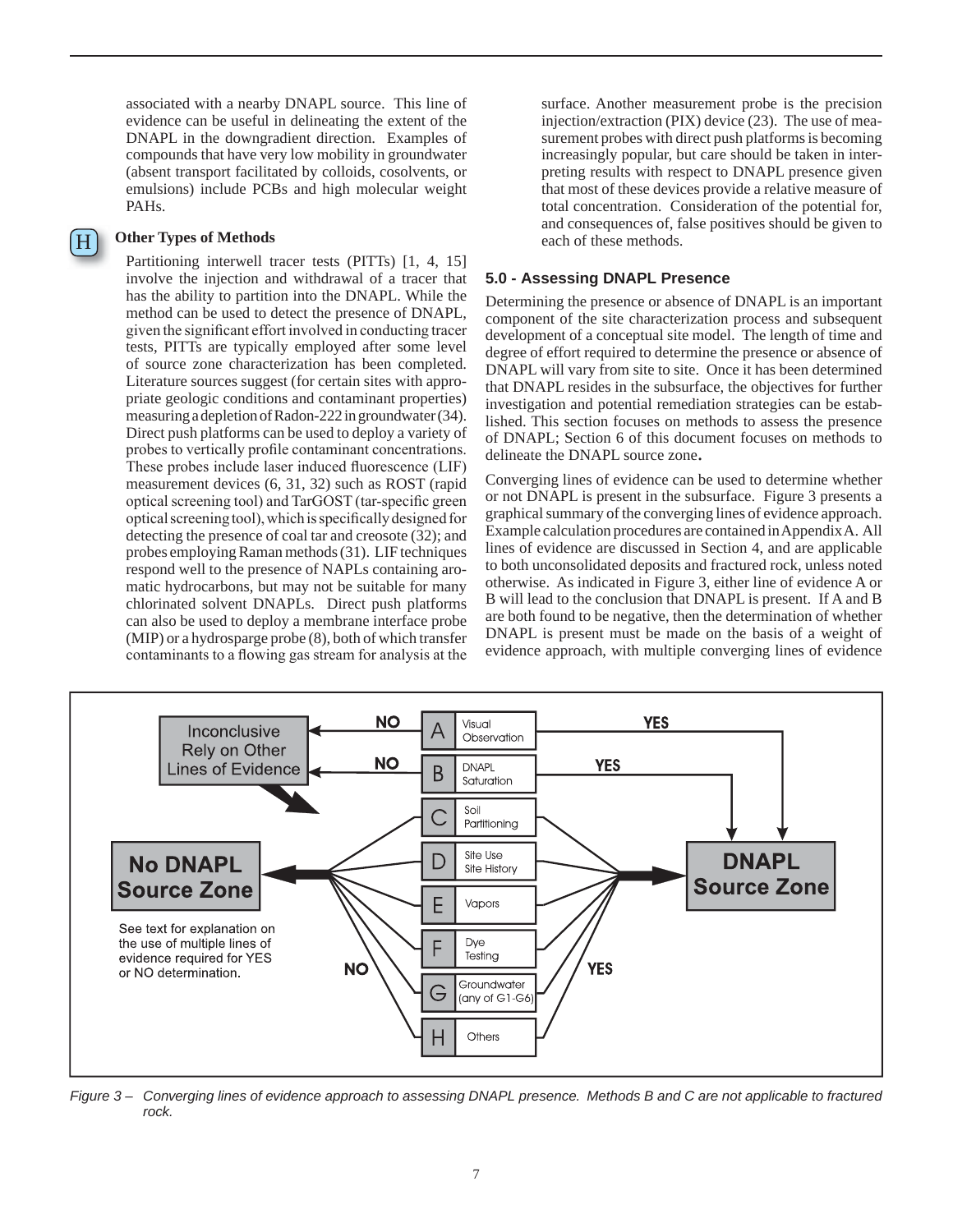associated with a nearby DNAPL source. This line of evidence can be useful in delineating the extent of the DNAPL in the downgradient direction. Examples of compounds that have very low mobility in groundwater (absent transport facilitated by colloids, cosolvents, or emulsions) include PCBs and high molecular weight PAHs.

**H** **Other Types of Methods**

Partitioning interwell tracer tests (PITTs) [1, 4, 15] involve the injection and withdrawal of a tracer that has the ability to partition into the DNAPL. While the method can be used to detect the presence of DNAPL, given the significant effort involved in conducting tracer tests, PITTs are typically employed after some level of source zone characterization has been completed. Literature sources suggest (for certain sites with appropriate geologic conditions and contaminant properties) measuring a depletion of Radon-222 in groundwater (34). Direct push platforms can be used to deploy a variety of probes to vertically profile contaminant concentrations. These probes include laser induced fluorescence (LIF) measurement devices (6, 31, 32) such as ROST (rapid optical screening tool) and TarGOST (tar-specific green optical screening tool), which is specifically designed for detecting the presence of coal tar and creosote (32); and probes employing Raman methods (31). LIF techniques respond well to the presence of NAPLs containing aromatic hydrocarbons, but may not be suitable for many chlorinated solvent DNAPLs. Direct push platforms can also be used to deploy a membrane interface probe (MIP) or a hydrosparge probe (8), both of which transfer contaminants to a flowing gas stream for analysis at the surface. Another measurement probe is the precision injection/extraction (PIX) device (23). The use of measurement probes with direct push platforms is becoming increasingly popular, but care should be taken in interpreting results with respect to DNAPL presence given that most of these devices provide a relative measure of total concentration. Consideration of the potential for, and consequences of, false positives should be given to each of these methods.

## 5.0 - Assessing DNAPL Presence

Determining the presence or absence of DNAPL is an important component of the site characterization process and subsequent development of a conceptual site model. The length of time and degree of effort required to determine the presence or absence of DNAPL will vary from site to site. Once it has been determined that DNAPL resides in the subsurface, the objectives for further investigation and potential remediation strategies can be established. This section focuses on methods to assess the presence of DNAPL; Section 6 of this document focuses on methods to delineate the DNAPL source zone**.**

Converging lines of evidence can be used to determine whether or not DNAPL is present in the subsurface. Figure 3 presents a graphical summary of the converging lines of evidence approach. Example calculation procedures are contained in Appendix A. All lines of evidence are discussed in Section 4, and are applicable to both unconsolidated deposits and fractured rock, unless noted otherwise. As indicated in Figure 3, either line of evidence A or B will lead to the conclusion that DNAPL is present. If A and B are both found to be negative, then the determination of whether DNAPL is present must be made on the basis of a weight of evidence approach, with multiple converging lines of evidence

Inconclusive Rely on Other Lines of Evidence
NO
NO
A Visual Observation
B DNAPL Saturation
C Soil Partitioning
D Site Use Site History
E Vapors
F Dye Testing
G Groundwater (any of G1-G6)
H Others
YES
YES
No DNAPL Source Zone
DNAPL Source Zone
NO
YES
See text for explanation on the use of multiple lines of evidence required for YES or NO determination.

*Figure 3 – Converging lines of evidence approach to assessing DNAPL presence. Methods B and C are not applicable to fractured rock.*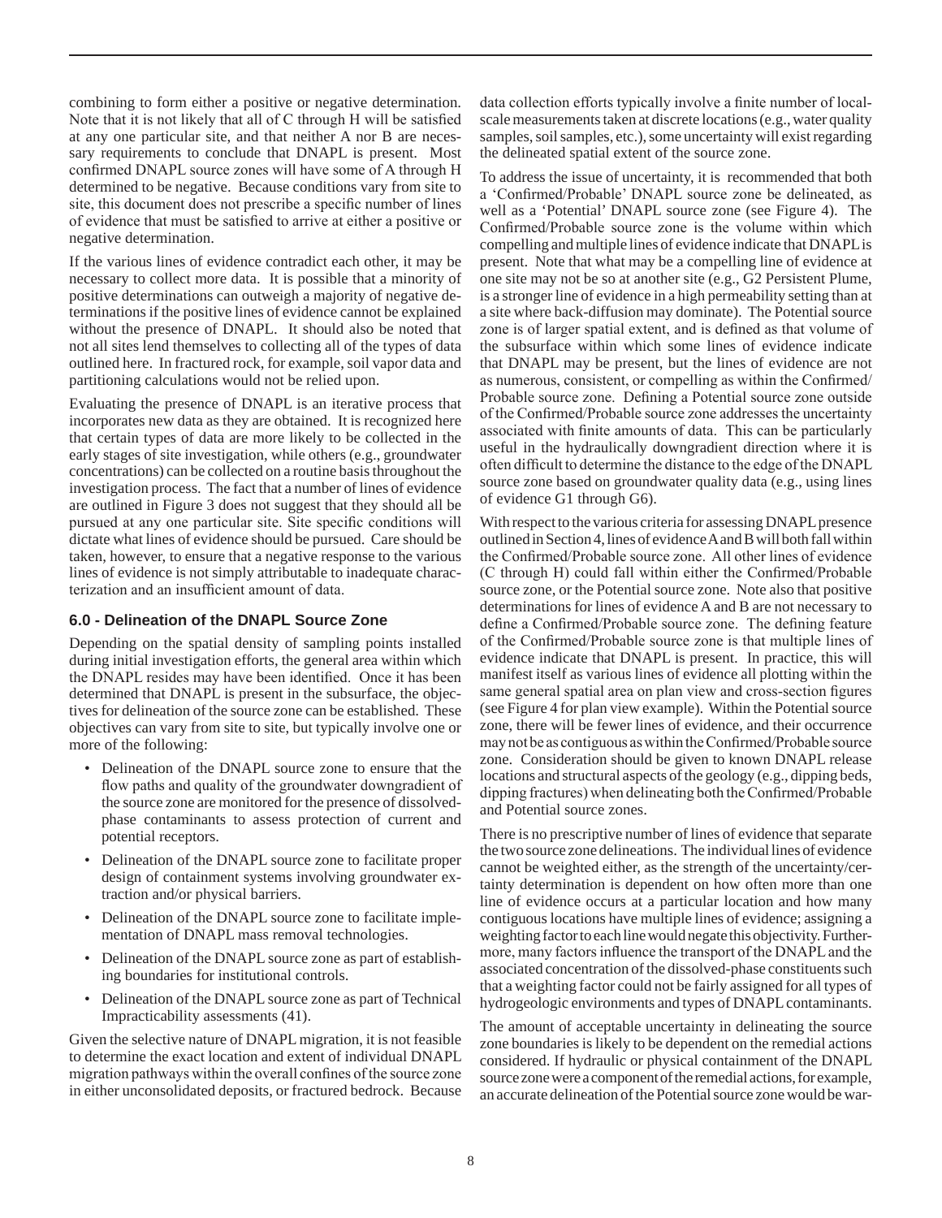combining to form either a positive or negative determination. Note that it is not likely that all of C through H will be satisfied at any one particular site, and that neither A nor B are necessary requirements to conclude that DNAPL is present. Most confirmed DNAPL source zones will have some of A through H determined to be negative. Because conditions vary from site to site, this document does not prescribe a specific number of lines of evidence that must be satisfied to arrive at either a positive or negative determination.

If the various lines of evidence contradict each other, it may be necessary to collect more data. It is possible that a minority of positive determinations can outweigh a majority of negative determinations if the positive lines of evidence cannot be explained without the presence of DNAPL. It should also be noted that not all sites lend themselves to collecting all of the types of data outlined here. In fractured rock, for example, soil vapor data and partitioning calculations would not be relied upon.

Evaluating the presence of DNAPL is an iterative process that incorporates new data as they are obtained. It is recognized here that certain types of data are more likely to be collected in the early stages of site investigation, while others (e.g., groundwater concentrations) can be collected on a routine basis throughout the investigation process. The fact that a number of lines of evidence are outlined in Figure 3 does not suggest that they should all be pursued at any one particular site. Site specific conditions will dictate what lines of evidence should be pursued. Care should be taken, however, to ensure that a negative response to the various lines of evidence is not simply attributable to inadequate characterization and an insufficient amount of data.

## 6.0 - Delineation of the DNAPL Source Zone

Depending on the spatial density of sampling points installed during initial investigation efforts, the general area within which the DNAPL resides may have been identified. Once it has been determined that DNAPL is present in the subsurface, the objectives for delineation of the source zone can be established. These objectives can vary from site to site, but typically involve one or more of the following:

- Delineation of the DNAPL source zone to ensure that the flow paths and quality of the groundwater downgradient of the source zone are monitored for the presence of dissolved-phase contaminants to assess protection of current and potential receptors.
- Delineation of the DNAPL source zone to facilitate proper design of containment systems involving groundwater extraction and/or physical barriers.
- Delineation of the DNAPL source zone to facilitate implementation of DNAPL mass removal technologies.
- Delineation of the DNAPL source zone as part of establishing boundaries for institutional controls.
- Delineation of the DNAPL source zone as part of Technical Impracticability assessments (41).

Given the selective nature of DNAPL migration, it is not feasible to determine the exact location and extent of individual DNAPL migration pathways within the overall confines of the source zone in either unconsolidated deposits, or fractured bedrock. Because data collection efforts typically involve a finite number of local-scale measurements taken at discrete locations (e.g., water quality samples, soil samples, etc.), some uncertainty will exist regarding the delineated spatial extent of the source zone.

To address the issue of uncertainty, it is recommended that both a 'Confirmed/Probable' DNAPL source zone be delineated, as well as a 'Potential' DNAPL source zone (see Figure 4). The Confirmed/Probable source zone is the volume within which compelling and multiple lines of evidence indicate that DNAPL is present. Note that what may be a compelling line of evidence at one site may not be so at another site (e.g., G2 Persistent Plume, is a stronger line of evidence in a high permeability setting than at a site where back-diffusion may dominate). The Potential source zone is of larger spatial extent, and is defined as that volume of the subsurface within which some lines of evidence indicate that DNAPL may be present, but the lines of evidence are not as numerous, consistent, or compelling as within the Confirmed/Probable source zone. Defining a Potential source zone outside of the Confirmed/Probable source zone addresses the uncertainty associated with finite amounts of data. This can be particularly useful in the hydraulically downgradient direction where it is often difficult to determine the distance to the edge of the DNAPL source zone based on groundwater quality data (e.g., using lines of evidence G1 through G6).

With respect to the various criteria for assessing DNAPL presence outlined in Section 4, lines of evidence A and B will both fall within the Confirmed/Probable source zone. All other lines of evidence (C through H) could fall within either the Confirmed/Probable source zone, or the Potential source zone. Note also that positive determinations for lines of evidence A and B are not necessary to define a Confirmed/Probable source zone. The defining feature of the Confirmed/Probable source zone is that multiple lines of evidence indicate that DNAPL is present. In practice, this will manifest itself as various lines of evidence all plotting within the same general spatial area on plan view and cross-section figures (see Figure 4 for plan view example). Within the Potential source zone, there will be fewer lines of evidence, and their occurrence may not be as contiguous as within the Confirmed/Probable source zone. Consideration should be given to known DNAPL release locations and structural aspects of the geology (e.g., dipping beds, dipping fractures) when delineating both the Confirmed/Probable and Potential source zones.

There is no prescriptive number of lines of evidence that separate the two source zone delineations. The individual lines of evidence cannot be weighted either, as the strength of the uncertainty/certainty determination is dependent on how often more than one line of evidence occurs at a particular location and how many contiguous locations have multiple lines of evidence; assigning a weighting factor to each line would negate this objectivity. Furthermore, many factors influence the transport of the DNAPL and the associated concentration of the dissolved-phase constituents such that a weighting factor could not be fairly assigned for all types of hydrogeologic environments and types of DNAPL contaminants.

The amount of acceptable uncertainty in delineating the source zone boundaries is likely to be dependent on the remedial actions considered. If hydraulic or physical containment of the DNAPL source zone were a component of the remedial actions, for example, an accurate delineation of the Potential source zone would be war-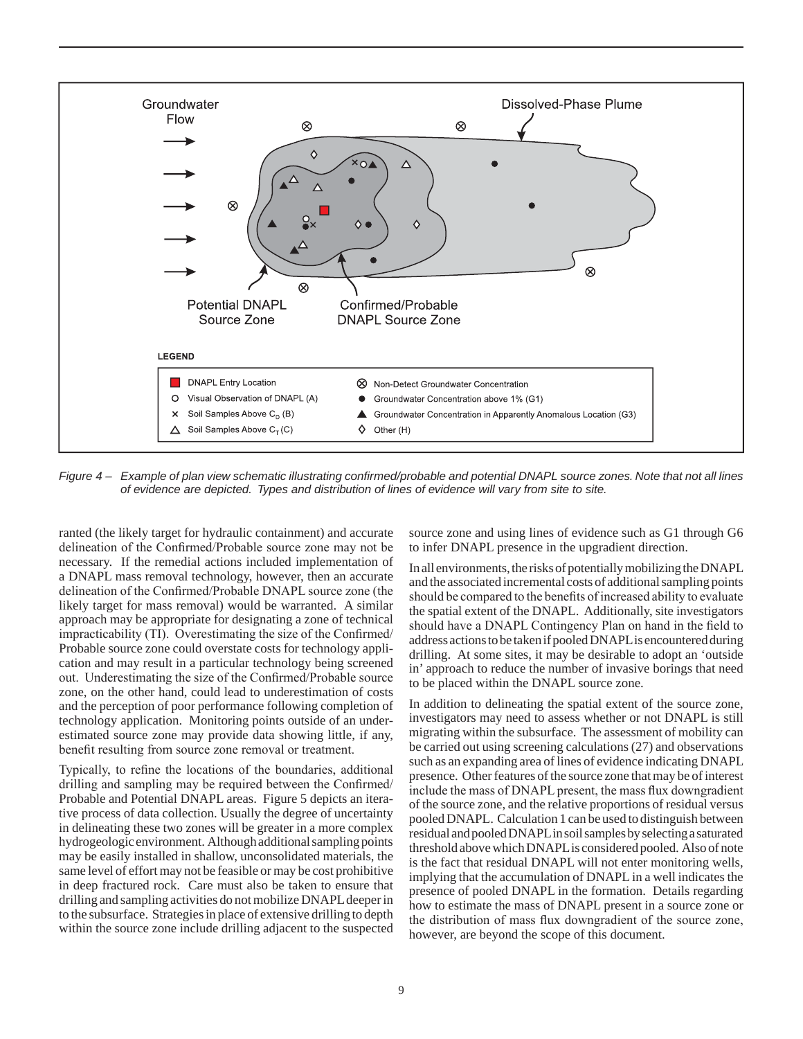Groundwater Flow

Dissolved-Phase Plume

Potential DNAPL Source Zone

Confirmed/Probable DNAPL Source Zone

LEGEND

DNAPL Entry Location

Visual Observation of DNAPL (A)

Soil Samples Above $C_D$ (B)

Soil Samples Above $C_T$ (C)

Non-Detect Groundwater Concentration

Groundwater Concentration above 1% (G1)

Groundwater Concentration in Apparently Anomalous Location (G3)

Other (H)

*Figure 4 – Example of plan view schematic illustrating confirmed/probable and potential DNAPL source zones. Note that not all lines of evidence are depicted. Types and distribution of lines of evidence will vary from site to site.*

ranted (the likely target for hydraulic containment) and accurate delineation of the Confirmed/Probable source zone may not be necessary. If the remedial actions included implementation of a DNAPL mass removal technology, however, then an accurate delineation of the Confirmed/Probable DNAPL source zone (the likely target for mass removal) would be warranted. A similar approach may be appropriate for designating a zone of technical impracticability (TI). Overestimating the size of the Confirmed/Probable source zone could overstate costs for technology application and may result in a particular technology being screened out. Underestimating the size of the Confirmed/Probable source zone, on the other hand, could lead to underestimation of costs and the perception of poor performance following completion of technology application. Monitoring points outside of an underestimated source zone may provide data showing little, if any, benefit resulting from source zone removal or treatment.

Typically, to refine the locations of the boundaries, additional drilling and sampling may be required between the Confirmed/Probable and Potential DNAPL areas. Figure 5 depicts an iterative process of data collection. Usually the degree of uncertainty in delineating these two zones will be greater in a more complex hydrogeologic environment. Although additional sampling points may be easily installed in shallow, unconsolidated materials, the same level of effort may not be feasible or may be cost prohibitive in deep fractured rock. Care must also be taken to ensure that drilling and sampling activities do not mobilize DNAPL deeper in to the subsurface. Strategies in place of extensive drilling to depth within the source zone include drilling adjacent to the suspected source zone and using lines of evidence such as G1 through G6 to infer DNAPL presence in the upgradient direction.

In all environments, the risks of potentially mobilizing the DNAPL and the associated incremental costs of additional sampling points should be compared to the benefits of increased ability to evaluate the spatial extent of the DNAPL. Additionally, site investigators should have a DNAPL Contingency Plan on hand in the field to address actions to be taken if pooled DNAPL is encountered during drilling. At some sites, it may be desirable to adopt an 'outside in' approach to reduce the number of invasive borings that need to be placed within the DNAPL source zone.

In addition to delineating the spatial extent of the source zone, investigators may need to assess whether or not DNAPL is still migrating within the subsurface. The assessment of mobility can be carried out using screening calculations (27) and observations such as an expanding area of lines of evidence indicating DNAPL presence. Other features of the source zone that may be of interest include the mass of DNAPL present, the mass flux downgradient of the source zone, and the relative proportions of residual versus pooled DNAPL. Calculation 1 can be used to distinguish between residual and pooled DNAPL in soil samples by selecting a saturated threshold above which DNAPL is considered pooled. Also of note is the fact that residual DNAPL will not enter monitoring wells, implying that the accumulation of DNAPL in a well indicates the presence of pooled DNAPL in the formation. Details regarding how to estimate the mass of DNAPL present in a source zone or the distribution of mass flux downgradient of the source zone, however, are beyond the scope of this document.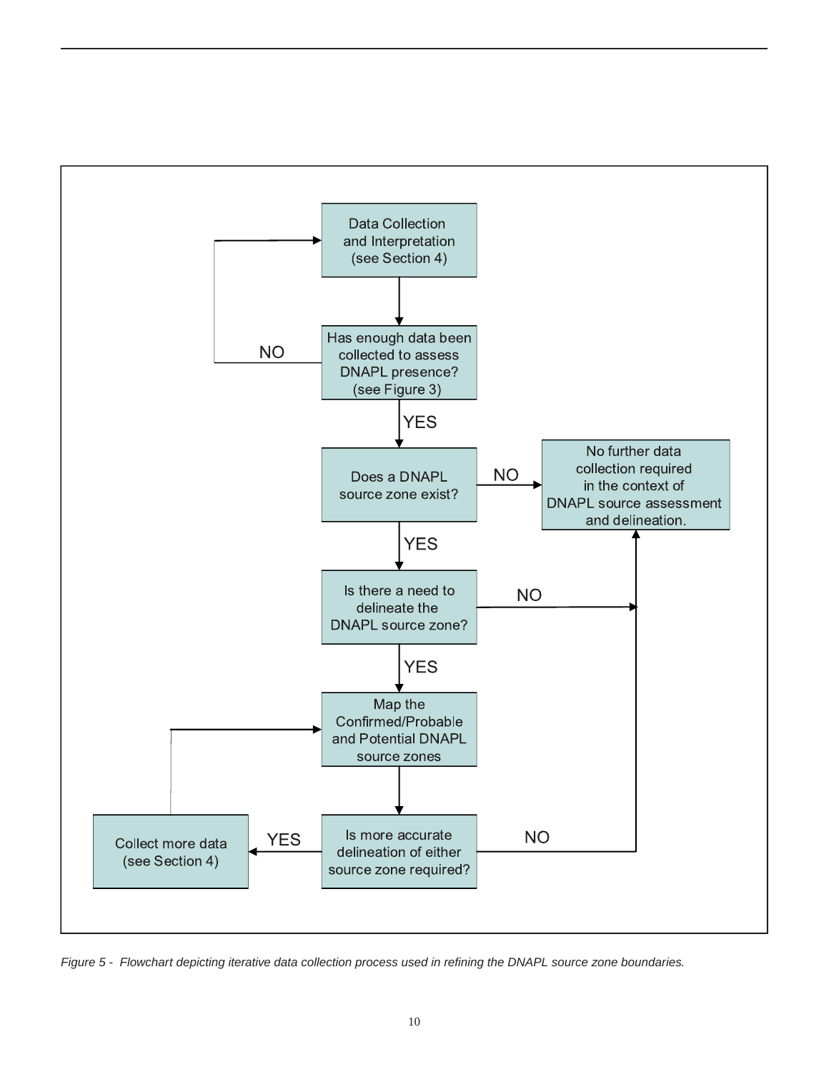Data Collection and Interpretation (see Section 4)

Has enough data been collected to assess DNAPL presence? (see Figure 3)

NO

YES

Does a DNAPL source zone exist?

NO

No further data collection required in the context of DNAPL source assessment and delineation.

YES

Is there a need to delineate the DNAPL source zone?

NO

YES

Map the Confirmed/Probable and Potential DNAPL source zones

Is more accurate delineation of either source zone required?

YES

NO

Collect more data (see Section 4)

*Figure 5 - Flowchart depicting iterative data collection process used in refining the DNAPL source zone boundaries.*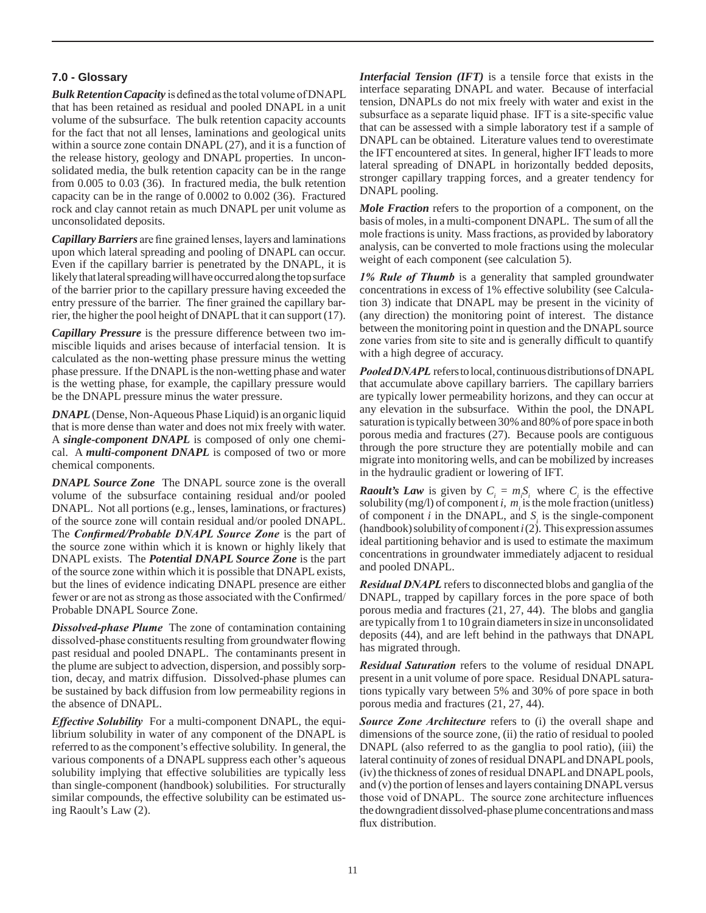## 7.0 - Glossary

***Bulk Retention Capacity*** is defined as the total volume of DNAPL that has been retained as residual and pooled DNAPL in a unit volume of the subsurface. The bulk retention capacity accounts for the fact that not all lenses, laminations and geological units within a source zone contain DNAPL (27), and it is a function of the release history, geology and DNAPL properties. In unconsolidated media, the bulk retention capacity can be in the range from 0.005 to 0.03 (36). In fractured media, the bulk retention capacity can be in the range of 0.0002 to 0.002 (36). Fractured rock and clay cannot retain as much DNAPL per unit volume as unconsolidated deposits.

***Capillary Barriers*** are fine grained lenses, layers and laminations upon which lateral spreading and pooling of DNAPL can occur. Even if the capillary barrier is penetrated by the DNAPL, it is likely that lateral spreading will have occurred along the top surface of the barrier prior to the capillary pressure having exceeded the entry pressure of the barrier. The finer grained the capillary barrier, the higher the pool height of DNAPL that it can support (17).

***Capillary Pressure*** is the pressure difference between two immiscible liquids and arises because of interfacial tension. It is calculated as the non-wetting phase pressure minus the wetting phase pressure. If the DNAPL is the non-wetting phase and water is the wetting phase, for example, the capillary pressure would be the DNAPL pressure minus the water pressure.

***DNAPL*** (Dense, Non-Aqueous Phase Liquid) is an organic liquid that is more dense than water and does not mix freely with water. A ***single-component DNAPL*** is composed of only one chemical. A ***multi-component DNAPL*** is composed of two or more chemical components.

***DNAPL Source Zone*** The DNAPL source zone is the overall volume of the subsurface containing residual and/or pooled DNAPL. Not all portions (e.g., lenses, laminations, or fractures) of the source zone will contain residual and/or pooled DNAPL. The ***Confirmed/Probable DNAPL Source Zone*** is the part of the source zone within which it is known or highly likely that DNAPL exists. The ***Potential DNAPL Source Zone*** is the part of the source zone within which it is possible that DNAPL exists, but the lines of evidence indicating DNAPL presence are either fewer or are not as strong as those associated with the Confirmed/Probable DNAPL Source Zone.

***Dissolved-phase Plume*** The zone of contamination containing dissolved-phase constituents resulting from groundwater flowing past residual and pooled DNAPL. The contaminants present in the plume are subject to advection, dispersion, and possibly sorption, decay, and matrix diffusion. Dissolved-phase plumes can be sustained by back diffusion from low permeability regions in the absence of DNAPL.

***Effective Solubility*** For a multi-component DNAPL, the equilibrium solubility in water of any component of the DNAPL is referred to as the component's effective solubility. In general, the various components of a DNAPL suppress each other's aqueous solubility implying that effective solubilities are typically less than single-component (handbook) solubilities. For structurally similar compounds, the effective solubility can be estimated using Raoult's Law (2).

***Interfacial Tension (IFT)*** is a tensile force that exists in the interface separating DNAPL and water. Because of interfacial tension, DNAPLs do not mix freely with water and exist in the subsurface as a separate liquid phase. IFT is a site-specific value that can be assessed with a simple laboratory test if a sample of DNAPL can be obtained. Literature values tend to overestimate the IFT encountered at sites. In general, higher IFT leads to more lateral spreading of DNAPL in horizontally bedded deposits, stronger capillary trapping forces, and a greater tendency for DNAPL pooling.

***Mole Fraction*** refers to the proportion of a component, on the basis of moles, in a multi-component DNAPL. The sum of all the mole fractions is unity. Mass fractions, as provided by laboratory analysis, can be converted to mole fractions using the molecular weight of each component (see calculation 5).

***1% Rule of Thumb*** is a generality that sampled groundwater concentrations in excess of 1% effective solubility (see Calculation 3) indicate that DNAPL may be present in the vicinity of (any direction) the monitoring point of interest. The distance between the monitoring point in question and the DNAPL source zone varies from site to site and is generally difficult to quantify with a high degree of accuracy.

***Pooled DNAPL*** refers to local, continuous distributions of DNAPL that accumulate above capillary barriers. The capillary barriers are typically lower permeability horizons, and they can occur at any elevation in the subsurface. Within the pool, the DNAPL saturation is typically between 30% and 80% of pore space in both porous media and fractures (27). Because pools are contiguous through the pore structure they are potentially mobile and can migrate into monitoring wells, and can be mobilized by increases in the hydraulic gradient or lowering of IFT.

***Raoult's Law*** is given by $C_i = m_i S_i$ where $C_i$ is the effective solubility (mg/l) of component *i*, $m_i$ is the mole fraction (unitless) of component *i* in the DNAPL, and $S_i$ is the single-component (handbook) solubility of component *i* (2). This expression assumes ideal partitioning behavior and is used to estimate the maximum concentrations in groundwater immediately adjacent to residual and pooled DNAPL.

***Residual DNAPL*** refers to disconnected blobs and ganglia of the DNAPL, trapped by capillary forces in the pore space of both porous media and fractures (21, 27, 44). The blobs and ganglia are typically from 1 to 10 grain diameters in size in unconsolidated deposits (44), and are left behind in the pathways that DNAPL has migrated through.

***Residual Saturation*** refers to the volume of residual DNAPL present in a unit volume of pore space. Residual DNAPL saturations typically vary between 5% and 30% of pore space in both porous media and fractures (21, 27, 44).

***Source Zone Architecture*** refers to (i) the overall shape and dimensions of the source zone, (ii) the ratio of residual to pooled DNAPL (also referred to as the ganglia to pool ratio), (iii) the lateral continuity of zones of residual DNAPL and DNAPL pools, (iv) the thickness of zones of residual DNAPL and DNAPL pools, and (v) the portion of lenses and layers containing DNAPL versus those void of DNAPL. The source zone architecture influences the downgradient dissolved-phase plume concentrations and mass flux distribution.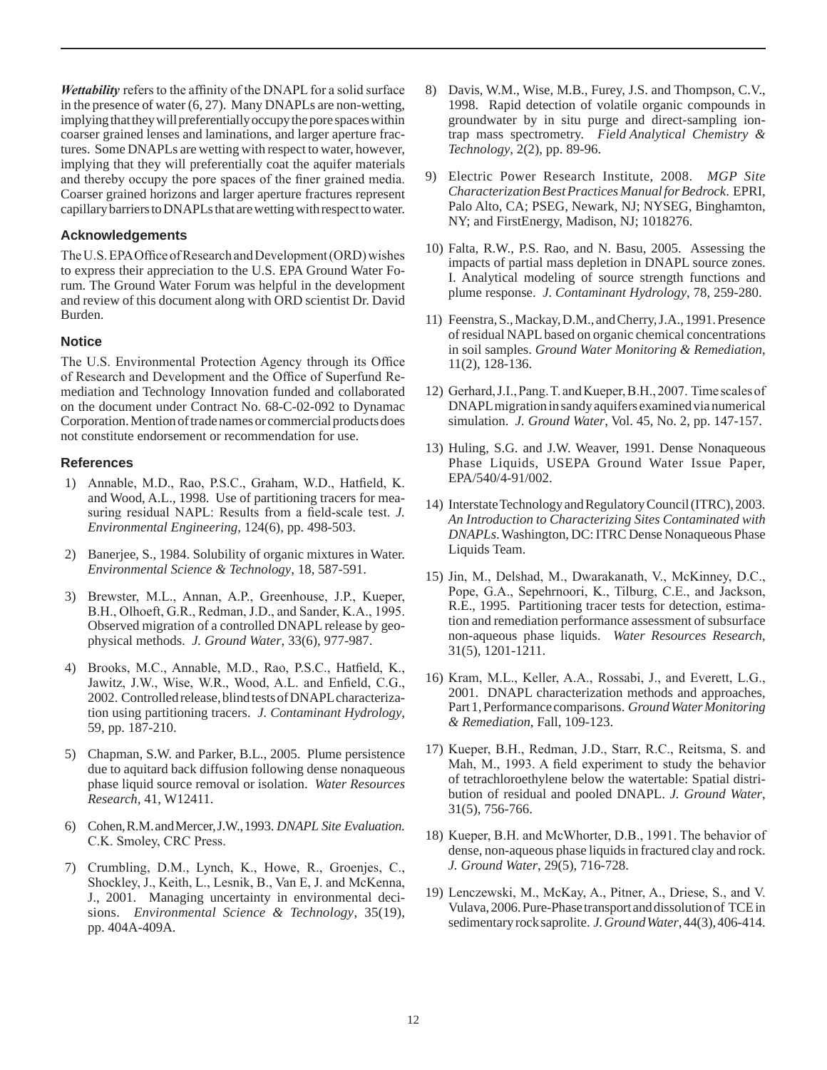***Wettability*** refers to the affinity of the DNAPL for a solid surface in the presence of water (6, 27). Many DNAPLs are non-wetting, implying that they will preferentially occupy the pore spaces within coarser grained lenses and laminations, and larger aperture fractures. Some DNAPLs are wetting with respect to water, however, implying that they will preferentially coat the aquifer materials and thereby occupy the pore spaces of the finer grained media. Coarser grained horizons and larger aperture fractures represent capillary barriers to DNAPLs that are wetting with respect to water.

## Acknowledgements

The U.S. EPA Office of Research and Development (ORD) wishes to express their appreciation to the U.S. EPA Ground Water Forum. The Ground Water Forum was helpful in the development and review of this document along with ORD scientist Dr. David Burden.

## Notice

The U.S. Environmental Protection Agency through its Office of Research and Development and the Office of Superfund Remediation and Technology Innovation funded and collaborated on the document under Contract No. 68-C-02-092 to Dynamac Corporation. Mention of trade names or commercial products does not constitute endorsement or recommendation for use.

## References

1) Annable, M.D., Rao, P.S.C., Graham, W.D., Hatfield, K. and Wood, A.L., 1998. Use of partitioning tracers for measuring residual NAPL: Results from a field-scale test. *J. Environmental Engineering*, 124(6), pp. 498-503.

2) Banerjee, S., 1984. Solubility of organic mixtures in Water. *Environmental Science & Technology*, 18, 587-591.

3) Brewster, M.L., Annan, A.P., Greenhouse, J.P., Kueper, B.H., Olhoeft, G.R., Redman, J.D., and Sander, K.A., 1995. Observed migration of a controlled DNAPL release by geophysical methods. *J. Ground Water*, 33(6), 977-987.

4) Brooks, M.C., Annable, M.D., Rao, P.S.C., Hatfield, K., Jawitz, J.W., Wise, W.R., Wood, A.L. and Enfield, C.G., 2002. Controlled release, blind tests of DNAPL characterization using partitioning tracers. *J. Contaminant Hydrology*, 59, pp. 187-210.

5) Chapman, S.W. and Parker, B.L., 2005. Plume persistence due to aquitard back diffusion following dense nonaqueous phase liquid source removal or isolation. *Water Resources Research*, 41, W12411.

6) Cohen, R.M. and Mercer, J.W., 1993. *DNAPL Site Evaluation.* C.K. Smoley, CRC Press.

7) Crumbling, D.M., Lynch, K., Howe, R., Groenjes, C., Shockley, J., Keith, L., Lesnik, B., Van E, J. and McKenna, J., 2001. Managing uncertainty in environmental decisions. *Environmental Science & Technology*, 35(19), pp. 404A-409A.

8) Davis, W.M., Wise, M.B., Furey, J.S. and Thompson, C.V., 1998. Rapid detection of volatile organic compounds in groundwater by in situ purge and direct-sampling ion-trap mass spectrometry. *Field Analytical Chemistry & Technology*, 2(2), pp. 89-96.

9) Electric Power Research Institute, 2008. *MGP Site Characterization Best Practices Manual for Bedrock*. EPRI, Palo Alto, CA; PSEG, Newark, NJ; NYSEG, Binghamton, NY; and FirstEnergy, Madison, NJ; 1018276.

10) Falta, R.W., P.S. Rao, and N. Basu, 2005. Assessing the impacts of partial mass depletion in DNAPL source zones. I. Analytical modeling of source strength functions and plume response. *J. Contaminant Hydrology*, 78, 259-280.

11) Feenstra, S., Mackay, D.M., and Cherry, J.A., 1991. Presence of residual NAPL based on organic chemical concentrations in soil samples. *Ground Water Monitoring & Remediation*, 11(2), 128-136.

12) Gerhard, J.I., Pang. T. and Kueper, B.H., 2007. Time scales of DNAPL migration in sandy aquifers examined via numerical simulation. *J. Ground Water*, Vol. 45, No. 2, pp. 147-157.

13) Huling, S.G. and J.W. Weaver, 1991. Dense Nonaqueous Phase Liquids, USEPA Ground Water Issue Paper, EPA/540/4-91/002.

14) Interstate Technology and Regulatory Council (ITRC), 2003. *An Introduction to Characterizing Sites Contaminated with DNAPLs*. Washington, DC: ITRC Dense Nonaqueous Phase Liquids Team.

15) Jin, M., Delshad, M., Dwarakanath, V., McKinney, D.C., Pope, G.A., Sepehrnoori, K., Tilburg, C.E., and Jackson, R.E., 1995. Partitioning tracer tests for detection, estimation and remediation performance assessment of subsurface non-aqueous phase liquids. *Water Resources Research*, 31(5), 1201-1211.

16) Kram, M.L., Keller, A.A., Rossabi, J., and Everett, L.G., 2001. DNAPL characterization methods and approaches, Part 1, Performance comparisons. *Ground Water Monitoring & Remediation*, Fall, 109-123.

17) Kueper, B.H., Redman, J.D., Starr, R.C., Reitsma, S. and Mah, M., 1993. A field experiment to study the behavior of tetrachloroethylene below the watertable: Spatial distribution of residual and pooled DNAPL. *J. Ground Water*, 31(5), 756-766.

18) Kueper, B.H. and McWhorter, D.B., 1991. The behavior of dense, non-aqueous phase liquids in fractured clay and rock. *J. Ground Water*, 29(5), 716-728.

19) Lenczewski, M., McKay, A., Pitner, A., Driese, S., and V. Vulava, 2006. Pure-Phase transport and dissolution of TCE in sedimentary rock saprolite. *J. Ground Water*, 44(3), 406-414.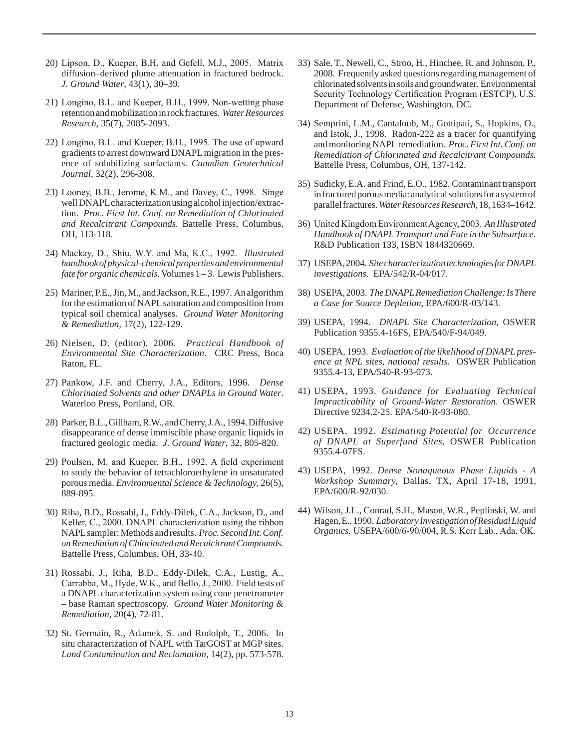20) Lipson, D., Kueper, B.H. and Gefell, M.J., 2005. Matrix diffusion–derived plume attenuation in fractured bedrock. *J. Ground Water*, 43(1), 30–39.

21) Longino, B.L. and Kueper, B.H., 1999. Non-wetting phase retention and mobilization in rock fractures. *Water Resources Research*, 35(7), 2085-2093.

22) Longino, B.L. and Kueper, B.H., 1995. The use of upward gradients to arrest downward DNAPL migration in the presence of solubilizing surfactants. *Canadian Geotechnical Journal*, 32(2), 296-308.

23) Looney, B.B., Jerome, K.M., and Davey, C., 1998. Singe well DNAPL characterization using alcohol injection/extraction. *Proc. First Int. Conf. on Remediation of Chlorinated and Recalcitrant Compounds.* Battelle Press, Columbus, OH, 113-118.

24) Mackay, D., Shiu, W.Y. and Ma, K.C., 1992. *Illustrated handbook of physical-chemical properties and environmental fate for organic chemicals*, Volumes 1 – 3. Lewis Publishers.

25) Mariner, P.E., Jin, M., and Jackson, R.E., 1997. An algorithm for the estimation of NAPL saturation and composition from typical soil chemical analyses. *Ground Water Monitoring & Remediation*, 17(2), 122-129.

26) Nielsen, D. (editor), 2006. *Practical Handbook of Environmental Site Characterization*. CRC Press, Boca Raton, FL.

27) Pankow, J.F. and Cherry, J.A., Editors, 1996. *Dense Chlorinated Solvents and other DNAPLs in Ground Water*. Waterloo Press, Portland, OR.

28) Parker, B.L., Gillham, R.W., and Cherry, J.A., 1994. Diffusive disappearance of dense immiscible phase organic liquids in fractured geologic media. *J. Ground Water*, 32, 805-820.

29) Poulsen, M. and Kueper, B.H., 1992. A field experiment to study the behavior of tetrachloroethylene in unsaturated porous media. *Environmental Science & Technology*, 26(5), 889-895.

30) Riha, B.D., Rossabi, J., Eddy-Dilek, C.A., Jackson, D., and Keller, C., 2000. DNAPL characterization using the ribbon NAPL sampler: Methods and results. *Proc. Second Int. Conf. on Remediation of Chlorinated and Recalcitrant Compounds.* Battelle Press, Columbus, OH, 33-40.

31) Rossabi, J., Riha, B.D., Eddy-Dilek, C.A., Lustig, A., Carrabba, M., Hyde, W.K., and Bello, J., 2000. Field tests of a DNAPL characterization system using cone penetrometer – base Raman spectroscopy. *Ground Water Monitoring & Remediation*, 20(4), 72-81.

32) St. Germain, R., Adamek, S. and Rudolph, T., 2006. In situ characterization of NAPL with TarGOST at MGP sites. *Land Contamination and Reclamation*, 14(2), pp. 573-578.

33) Sale, T., Newell, C., Stroo, H., Hinchee, R. and Johnson, P., 2008. Frequently asked questions regarding management of chlorinated solvents in soils and groundwater. Environmental Security Technology Certification Program (ESTCP), U.S. Department of Defense, Washington, DC.

34) Semprini, L.M., Cantaloub, M., Gottipati, S., Hopkins, O., and Istok, J., 1998. Radon-222 as a tracer for quantifying and monitoring NAPL remediation. *Proc. First Int. Conf. on Remediation of Chlorinated and Recalcitrant Compounds.* Battelle Press, Columbus, OH, 137-142.

35) Sudicky, E.A. and Frind, E.O., 1982. Contaminant transport in fractured porous media: analytical solutions for a system of parallel fractures. *Water Resources Research*, 18, 1634–1642.

36) United Kingdom Environment Agency, 2003. *An Illustrated Handbook of DNAPL Transport and Fate in the Subsurface.* R&D Publication 133, ISBN 1844320669.

37) USEPA, 2004. *Site characterization technologies for DNAPL investigations*. EPA/542/R-04/017.

38) USEPA, 2003. *The DNAPL Remediation Challenge: Is There a Case for Source Depletion*, EPA/600/R-03/143.

39) USEPA, 1994. *DNAPL Site Characterization*, OSWER Publication 9355.4-16FS, EPA/540/F-94/049.

40) USEPA, 1993. *Evaluation of the likelihood of DNAPL presence at NPL sites, national results.* OSWER Publication 9355.4-13, EPA/540-R-93-073.

41) USEPA, 1993. *Guidance for Evaluating Technical Impracticability of Ground-Water Restoration.* OSWER Directive 9234.2-25. EPA/540-R-93-080.

42) USEPA, 1992. *Estimating Potential for Occurrence of DNAPL at Superfund Sites*, OSWER Publication 9355.4-07FS.

43) USEPA, 1992. *Dense Nonaqueous Phase Liquids - A Workshop Summary,* Dallas, TX, April 17-18, 1991, EPA/600/R-92/030.

44) Wilson, J.L., Conrad, S.H., Mason, W.R., Peplinski, W. and Hagen, E., 1990. *Laboratory Investigation of Residual Liquid Organics.* USEPA/600/6-90/004, R.S. Kerr Lab., Ada, OK.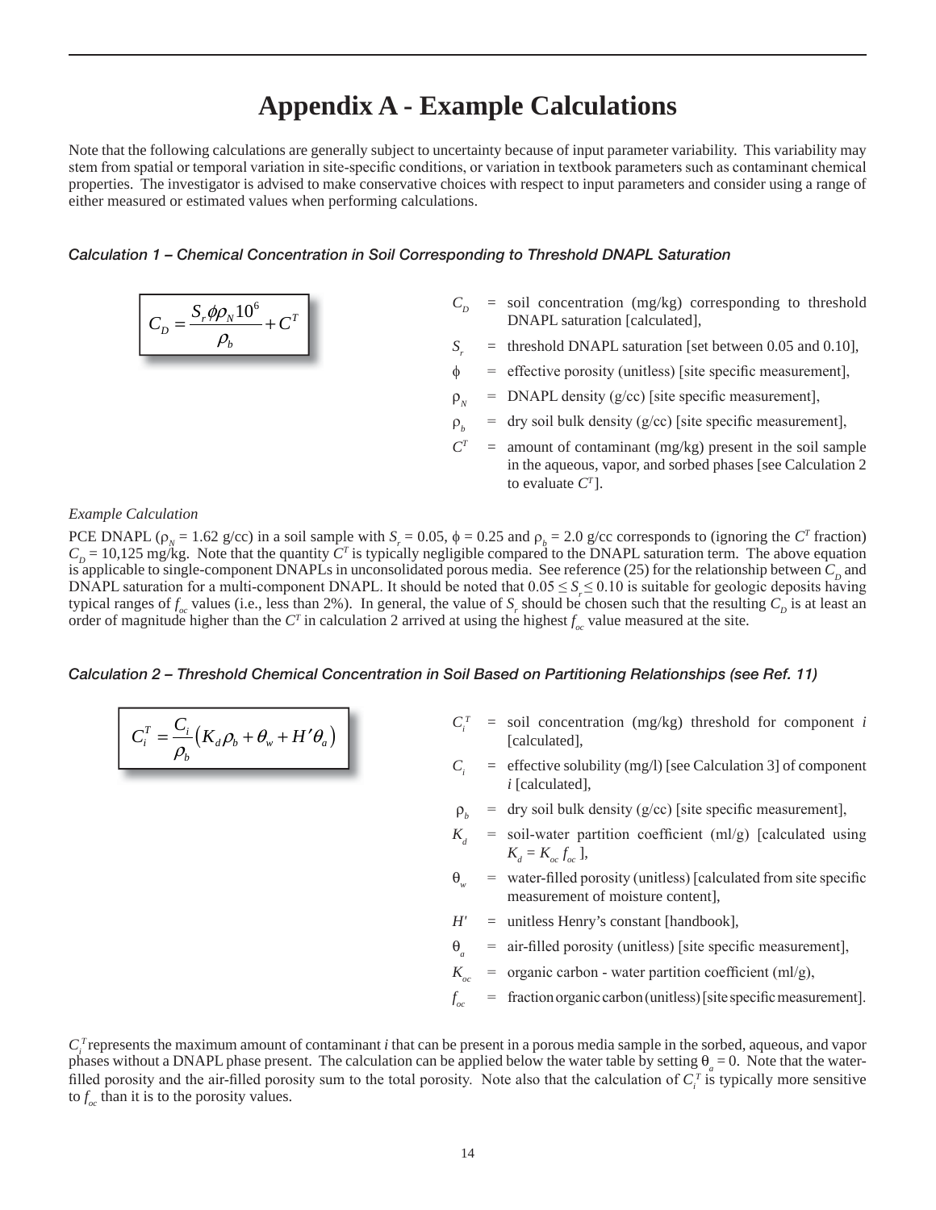# Appendix A - Example Calculations

Note that the following calculations are generally subject to uncertainty because of input parameter variability. This variability may stem from spatial or temporal variation in site-specific conditions, or variation in textbook parameters such as contaminant chemical properties. The investigator is advised to make conservative choices with respect to input parameters and consider using a range of either measured or estimated values when performing calculations.

### *Calculation 1 – Chemical Concentration in Soil Corresponding to Threshold DNAPL Saturation*

$$C_D = \frac{S_r \phi \rho_N 10^6}{\rho_b} + C^T$$

- $C_D$ = soil concentration (mg/kg) corresponding to threshold DNAPL saturation [calculated],
- $S_r$ = threshold DNAPL saturation [set between 0.05 and 0.10],
- $\phi$ = effective porosity (unitless) [site specific measurement],
- $\rho_N$ = DNAPL density (g/cc) [site specific measurement],
- $\rho_b$ = dry soil bulk density (g/cc) [site specific measurement],
- $C^T$ = amount of contaminant (mg/kg) present in the soil sample in the aqueous, vapor, and sorbed phases [see Calculation 2 to evaluate $C^T$].

*Example Calculation*

PCE DNAPL ($\rho_N$ = 1.62 g/cc) in a soil sample with $S_r$ = 0.05, $\phi$ = 0.25 and $\rho_b$ = 2.0 g/cc corresponds to (ignoring the $C^T$ fraction) $C_D$ = 10,125 mg/kg. Note that the quantity $C^T$ is typically negligible compared to the DNAPL saturation term. The above equation is applicable to single-component DNAPLs in unconsolidated porous media. See reference (25) for the relationship between $C_D$ and DNAPL saturation for a multi-component DNAPL. It should be noted that $0.05 \leq S_r \leq 0.10$ is suitable for geologic deposits having typical ranges of $f_{oc}$ values (i.e., less than 2%). In general, the value of $S_r$ should be chosen such that the resulting $C_D$ is at least an order of magnitude higher than the $C^T$ in calculation 2 arrived at using the highest $f_{oc}$ value measured at the site.

### *Calculation 2 – Threshold Chemical Concentration in Soil Based on Partitioning Relationships (see Ref. 11)*

$$C_i^T = \frac{C_i}{\rho_b}\left(K_d \rho_b + \theta_w + H' \theta_a\right)$$

- $C_i^T$ = soil concentration (mg/kg) threshold for component *i* [calculated],
- $C_i$ = effective solubility (mg/l) [see Calculation 3] of component *i* [calculated],
- $\rho_b$ = dry soil bulk density (g/cc) [site specific measurement],
- $K_d$ = soil-water partition coefficient (ml/g) [calculated using $K_d = K_{oc} f_{oc}$],
- $\theta_w$ = water-filled porosity (unitless) [calculated from site specific measurement of moisture content],
- $H'$ = unitless Henry's constant [handbook],
- $\theta_a$ = air-filled porosity (unitless) [site specific measurement],
- $K_{oc}$ = organic carbon - water partition coefficient (ml/g),
- $f_{oc}$ = fraction organic carbon (unitless) [site specific measurement].

$C_i^T$ represents the maximum amount of contaminant *i* that can be present in a porous media sample in the sorbed, aqueous, and vapor phases without a DNAPL phase present. The calculation can be applied below the water table by setting $\theta_a = 0$. Note that the water-filled porosity and the air-filled porosity sum to the total porosity. Note also that the calculation of $C_i^T$ is typically more sensitive to $f_{oc}$ than it is to the porosity values.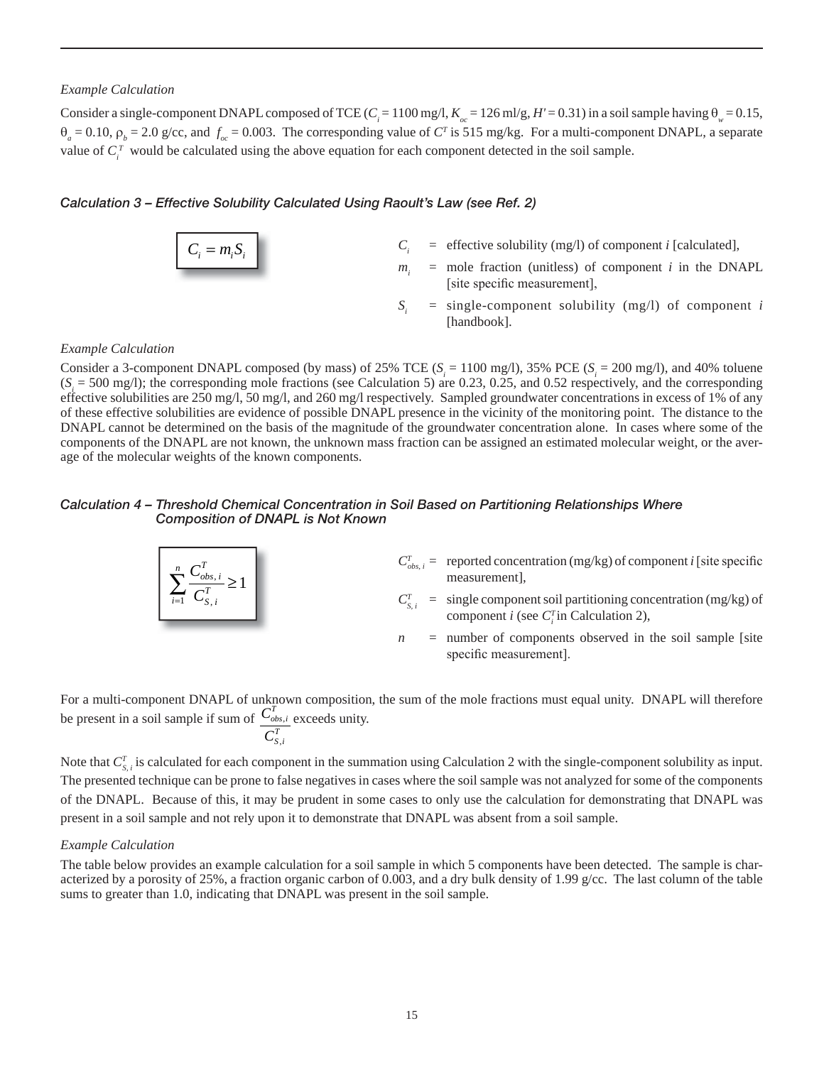*Example Calculation*

Consider a single-component DNAPL composed of TCE ($C_i$ = 1100 mg/l, $K_{oc}$ = 126 ml/g, $H'$ = 0.31) in a soil sample having $\theta_w$ = 0.15, $\theta_a$ = 0.10, $\rho_b$ = 2.0 g/cc, and $f_{oc}$ = 0.003. The corresponding value of $C^T$ is 515 mg/kg. For a multi-component DNAPL, a separate value of $C_i^T$ would be calculated using the above equation for each component detected in the soil sample.

### *Calculation 3 – Effective Solubility Calculated Using Raoult's Law (see Ref. 2)*

$$C_i = m_i S_i$$

$C_i$ = effective solubility (mg/l) of component *i* [calculated],

$m_i$ = mole fraction (unitless) of component *i* in the DNAPL [site specific measurement],

$S_i$ = single-component solubility (mg/l) of component *i* [handbook].

*Example Calculation*

Consider a 3-component DNAPL composed (by mass) of 25% TCE ($S_i$ = 1100 mg/l), 35% PCE ($S_i$ = 200 mg/l), and 40% toluene ($S_i$ = 500 mg/l); the corresponding mole fractions (see Calculation 5) are 0.23, 0.25, and 0.52 respectively, and the corresponding effective solubilities are 250 mg/l, 50 mg/l, and 260 mg/l respectively. Sampled groundwater concentrations in excess of 1% of any of these effective solubilities are evidence of possible DNAPL presence in the vicinity of the monitoring point. The distance to the DNAPL cannot be determined on the basis of the magnitude of the groundwater concentration alone. In cases where some of the components of the DNAPL are not known, the unknown mass fraction can be assigned an estimated molecular weight, or the average of the molecular weights of the known components.

### *Calculation 4 – Threshold Chemical Concentration in Soil Based on Partitioning Relationships Where Composition of DNAPL is Not Known*

$$\sum_{i=1}^{n} \frac{C_{obs,\,i}^T}{C_{S,\,i}^T} \geq 1$$

$C_{obs,\,i}^T$ = reported concentration (mg/kg) of component *i* [site specific measurement],

$C_{S,\,i}^T$ = single component soil partitioning concentration (mg/kg) of component *i* (see $C_i^T$ in Calculation 2),

$n$ = number of components observed in the soil sample [site specific measurement].

For a multi-component DNAPL of unknown composition, the sum of the mole fractions must equal unity. DNAPL will therefore be present in a soil sample if sum of $\frac{C_{obs,i}^T}{C_{S,i}^T}$ exceeds unity.

Note that $C_{S,\,i}^T$ is calculated for each component in the summation using Calculation 2 with the single-component solubility as input. The presented technique can be prone to false negatives in cases where the soil sample was not analyzed for some of the components of the DNAPL. Because of this, it may be prudent in some cases to only use the calculation for demonstrating that DNAPL was present in a soil sample and not rely upon it to demonstrate that DNAPL was absent from a soil sample.

*Example Calculation*

The table below provides an example calculation for a soil sample in which 5 components have been detected. The sample is characterized by a porosity of 25%, a fraction organic carbon of 0.003, and a dry bulk density of 1.99 g/cc. The last column of the table sums to greater than 1.0, indicating that DNAPL was present in the soil sample.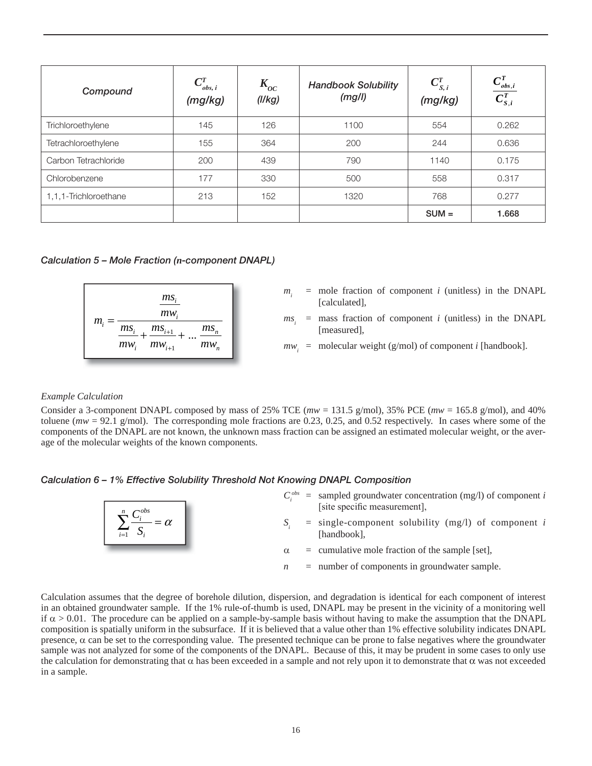| Compound | $C^T_{obs,i}$ (mg/kg) | $K_{OC}$ (l/kg) | Handbook Solubility (mg/l) | $C^T_{S,i}$ (mg/kg) | $\frac{C^T_{obs,i}}{C^T_{S,i}}$ |
|---|---|---|---|---|---|
| Trichloroethylene | 145 | 126 | 1100 | 554 | 0.262 |
| Tetrachloroethylene | 155 | 364 | 200 | 244 | 0.636 |
| Carbon Tetrachloride | 200 | 439 | 790 | 1140 | 0.175 |
| Chlorobenzene | 177 | 330 | 500 | 558 | 0.317 |
| 1,1,1-Trichloroethane | 213 | 152 | 1320 | 768 | 0.277 |
| | | | | **SUM =** | **1.668** |

### *Calculation 5 – Mole Fraction (n-component DNAPL)*

$$m_i = \frac{\frac{ms_i}{mw_i}}{\frac{ms_i}{mw_i} + \frac{ms_{i+1}}{mw_{i+1}} + ... \frac{ms_n}{mw_n}}$$

$m_i$ = mole fraction of component $i$ (unitless) in the DNAPL [calculated],

$ms_i$ = mass fraction of component $i$ (unitless) in the DNAPL [measured],

$mw_i$ = molecular weight (g/mol) of component $i$ [handbook].

*Example Calculation*

Consider a 3-component DNAPL composed by mass of 25% TCE ($mw$ = 131.5 g/mol), 35% PCE ($mw$ = 165.8 g/mol), and 40% toluene ($mw$ = 92.1 g/mol). The corresponding mole fractions are 0.23, 0.25, and 0.52 respectively. In cases where some of the components of the DNAPL are not known, the unknown mass fraction can be assigned an estimated molecular weight, or the average of the molecular weights of the known components.

### *Calculation 6 – 1% Effective Solubility Threshold Not Knowing DNAPL Composition*

$$\sum_{i=1}^{n} \frac{C_i^{obs}}{S_i} = \alpha$$

$C_i^{obs}$ = sampled groundwater concentration (mg/l) of component $i$ [site specific measurement],

$S_i$ = single-component solubility (mg/l) of component $i$ [handbook],

$\alpha$ = cumulative mole fraction of the sample [set],

$n$ = number of components in groundwater sample.

Calculation assumes that the degree of borehole dilution, dispersion, and degradation is identical for each component of interest in an obtained groundwater sample. If the 1% rule-of-thumb is used, DNAPL may be present in the vicinity of a monitoring well if $\alpha > 0.01$. The procedure can be applied on a sample-by-sample basis without having to make the assumption that the DNAPL composition is spatially uniform in the subsurface. If it is believed that a value other than 1% effective solubility indicates DNAPL presence, $\alpha$ can be set to the corresponding value. The presented technique can be prone to false negatives where the groundwater sample was not analyzed for some of the components of the DNAPL. Because of this, it may be prudent in some cases to only use the calculation for demonstrating that $\alpha$ has been exceeded in a sample and not rely upon it to demonstrate that $\alpha$ was not exceeded in a sample.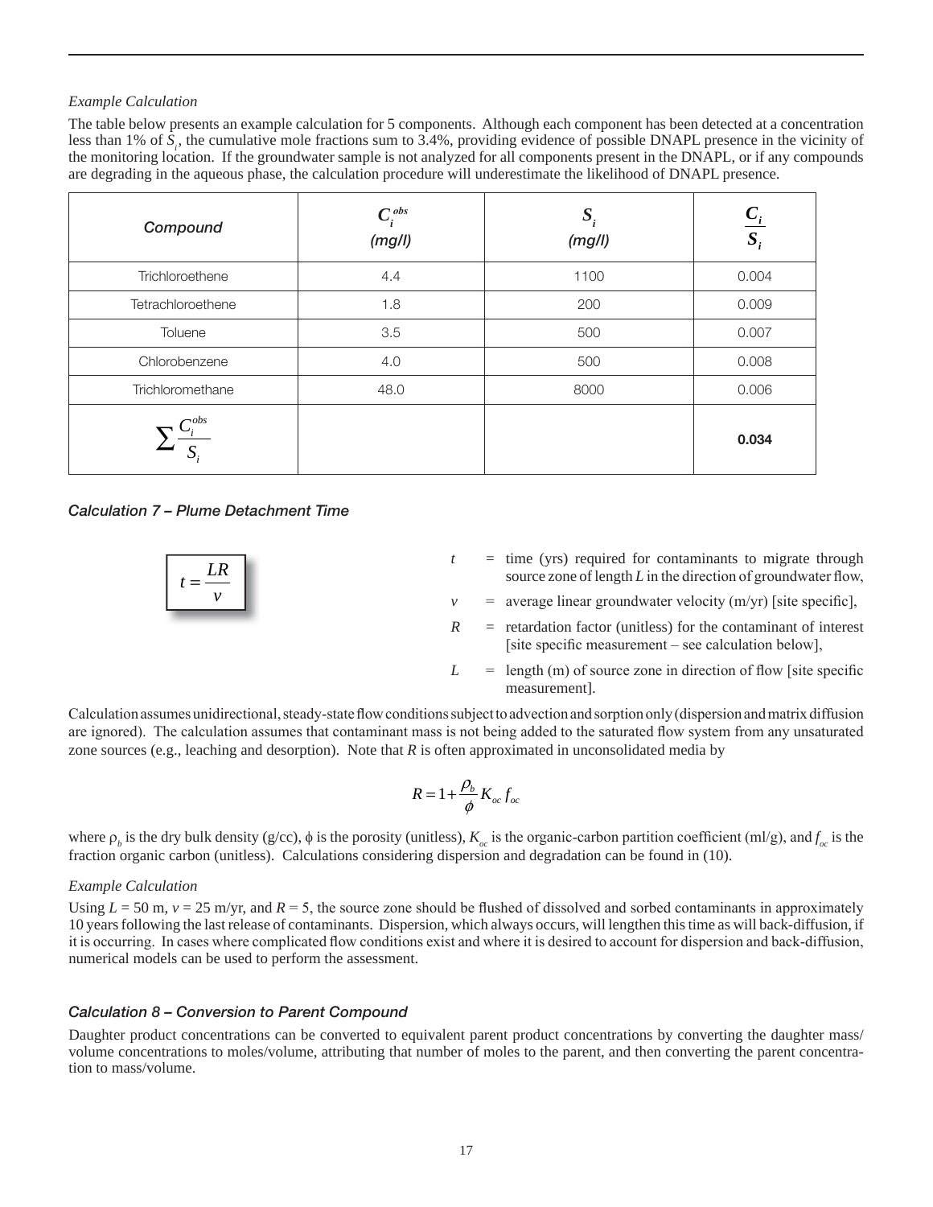*Example Calculation*

The table below presents an example calculation for 5 components. Although each component has been detected at a concentration less than 1% of $S_i$, the cumulative mole fractions sum to 3.4%, providing evidence of possible DNAPL presence in the vicinity of the monitoring location. If the groundwater sample is not analyzed for all components present in the DNAPL, or if any compounds are degrading in the aqueous phase, the calculation procedure will underestimate the likelihood of DNAPL presence.

| Compound | $C_i^{obs}$ (mg/l) | $S_i$ (mg/l) | $\frac{C_i}{S_i}$ |
|---|---|---|---|
| Trichloroethene | 4.4 | 1100 | 0.004 |
| Tetrachloroethene | 1.8 | 200 | 0.009 |
| Toluene | 3.5 | 500 | 0.007 |
| Chlorobenzene | 4.0 | 500 | 0.008 |
| Trichloromethane | 48.0 | 8000 | 0.006 |
| $\sum \frac{C_i^{obs}}{S_i}$ | | | **0.034** |

### *Calculation 7 – Plume Detachment Time*

$$t = \frac{LR}{v}$$

$t$ = time (yrs) required for contaminants to migrate through source zone of length $L$ in the direction of groundwater flow,

$v$ = average linear groundwater velocity (m/yr) [site specific],

$R$ = retardation factor (unitless) for the contaminant of interest [site specific measurement – see calculation below],

$L$ = length (m) of source zone in direction of flow [site specific measurement].

Calculation assumes unidirectional, steady-state flow conditions subject to advection and sorption only (dispersion and matrix diffusion are ignored). The calculation assumes that contaminant mass is not being added to the saturated flow system from any unsaturated zone sources (e.g., leaching and desorption). Note that $R$ is often approximated in unconsolidated media by

$$R = 1 + \frac{\rho_b}{\phi} K_{oc} f_{oc}$$

where $\rho_b$ is the dry bulk density (g/cc), $\phi$ is the porosity (unitless), $K_{oc}$ is the organic-carbon partition coefficient (ml/g), and $f_{oc}$ is the fraction organic carbon (unitless). Calculations considering dispersion and degradation can be found in (10).

*Example Calculation*

Using $L$ = 50 m, $v$ = 25 m/yr, and $R$ = 5, the source zone should be flushed of dissolved and sorbed contaminants in approximately 10 years following the last release of contaminants. Dispersion, which always occurs, will lengthen this time as will back-diffusion, if it is occurring. In cases where complicated flow conditions exist and where it is desired to account for dispersion and back-diffusion, numerical models can be used to perform the assessment.

### *Calculation 8 – Conversion to Parent Compound*

Daughter product concentrations can be converted to equivalent parent product concentrations by converting the daughter mass/volume concentrations to moles/volume, attributing that number of moles to the parent, and then converting the parent concentration to mass/volume.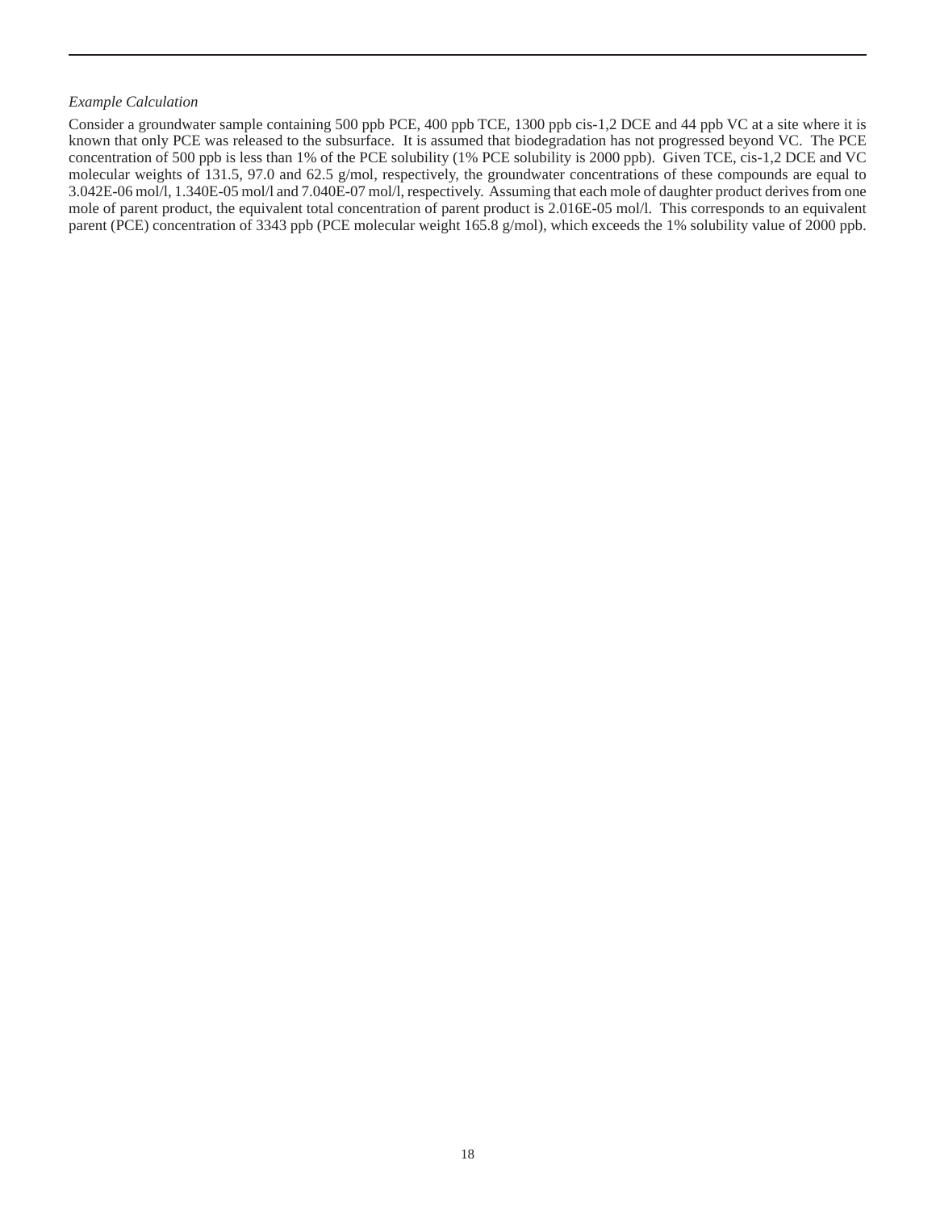*Example Calculation*

Consider a groundwater sample containing 500 ppb PCE, 400 ppb TCE, 1300 ppb cis-1,2 DCE and 44 ppb VC at a site where it is known that only PCE was released to the subsurface. It is assumed that biodegradation has not progressed beyond VC. The PCE concentration of 500 ppb is less than 1% of the PCE solubility (1% PCE solubility is 2000 ppb). Given TCE, cis-1,2 DCE and VC molecular weights of 131.5, 97.0 and 62.5 g/mol, respectively, the groundwater concentrations of these compounds are equal to 3.042E-06 mol/l, 1.340E-05 mol/l and 7.040E-07 mol/l, respectively. Assuming that each mole of daughter product derives from one mole of parent product, the equivalent total concentration of parent product is 2.016E-05 mol/l. This corresponds to an equivalent parent (PCE) concentration of 3343 ppb (PCE molecular weight 165.8 g/mol), which exceeds the 1% solubility value of 2000 ppb.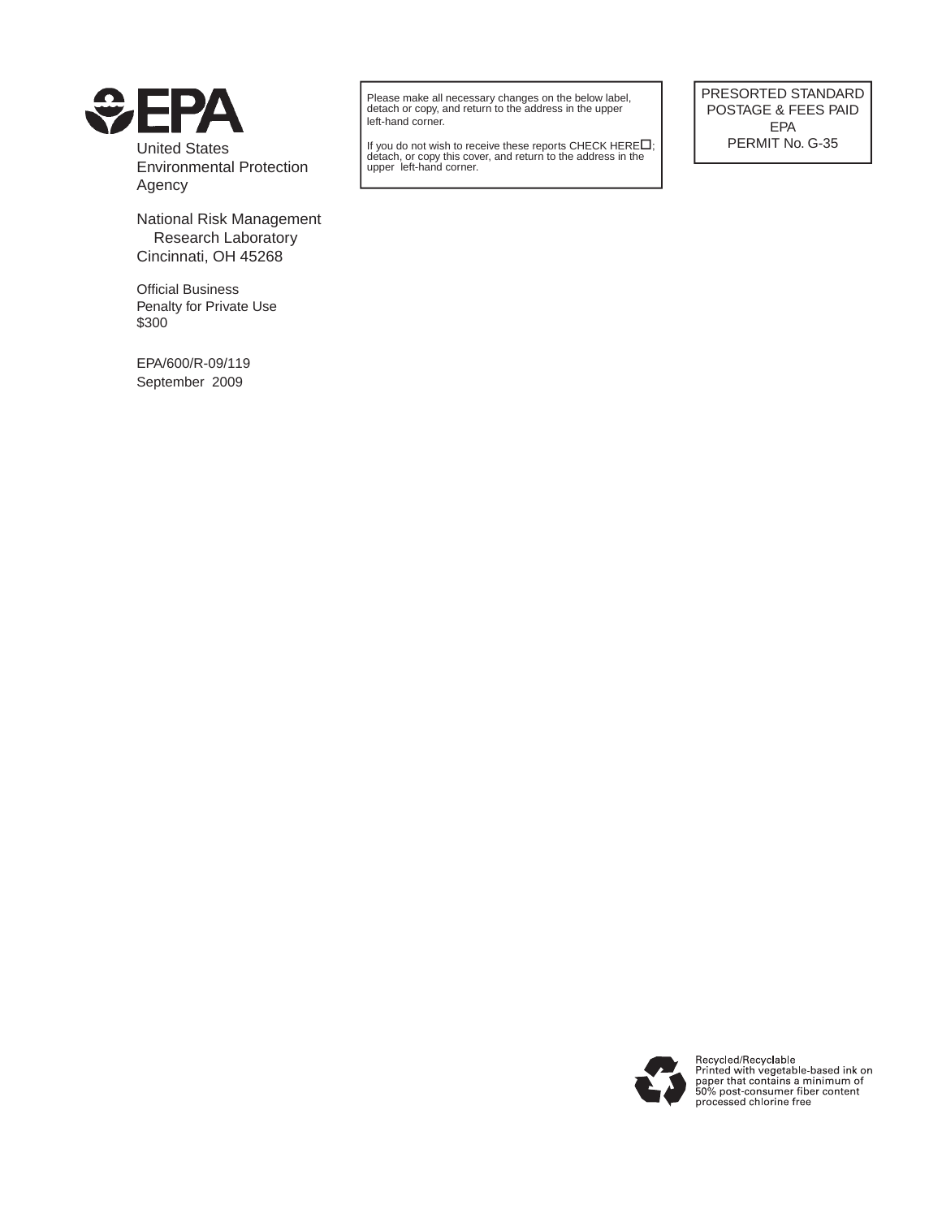EPA

United States
Environmental Protection
Agency

National Risk Management
Research Laboratory
Cincinnati, OH 45268

Official Business
Penalty for Private Use
$300

EPA/600/R-09/119
September 2009

Please make all necessary changes on the below label, detach or copy, and return to the address in the upper left-hand corner.

If you do not wish to receive these reports CHECK HERE☐; detach, or copy this cover, and return to the address in the upper left-hand corner.

PRESORTED STANDARD
POSTAGE & FEES PAID
EPA
PERMIT No. G-35

Recycled/Recyclable
Printed with vegetable-based ink on paper that contains a minimum of 50% post-consumer fiber content processed chlorine free